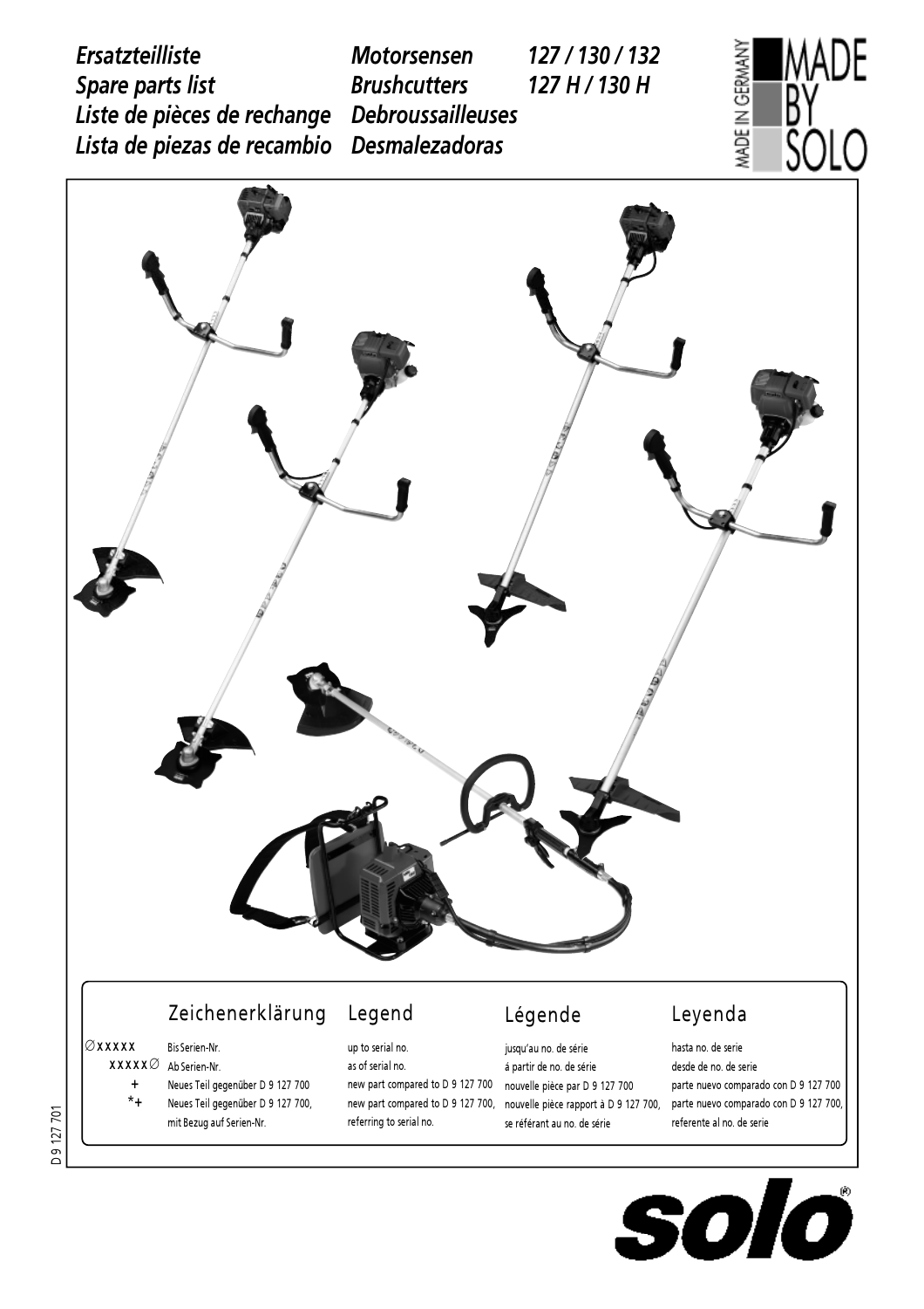# *Ersatzteilliste* *Motorsensen* *127 / 130 / 132*
# *Spare parts list* *Brushcutters* *127 H / 130 H*
# *Liste de pièces de rechange* *Debroussailleuses*
# *Lista de piezas de recambio* *Desmalezadoras*

MADE IN GERMANY — MADE BY SOLO

| | Zeichenerklärung | Legend | Légende | Leyenda |
|---|---|---|---|---|
| ∅xxxxx | Bis Serien-Nr. | up to serial no. | jusqu'au no. de série | hasta no. de serie |
| xxxxx∅ | Ab Serien-Nr. | as of serial no. | á partir de no. de série | desde de no. de serie |
| + | Neues Teil gegenüber D 9 127 700 | new part compared to D 9 127 700 | nouvelle pièce par D 9 127 700 | parte nuevo comparado con D 9 127 700 |
| *+ | Neues Teil gegenüber D 9 127 700, mit Bezug auf Serien-Nr. | new part compared to D 9 127 700, referring to serial no. | nouvelle pièce rapport à D 9 127 700, se référant au no. de série | parte nuevo comparado con D 9 127 700, referente al no. de serie |

D 9 127 701

solo®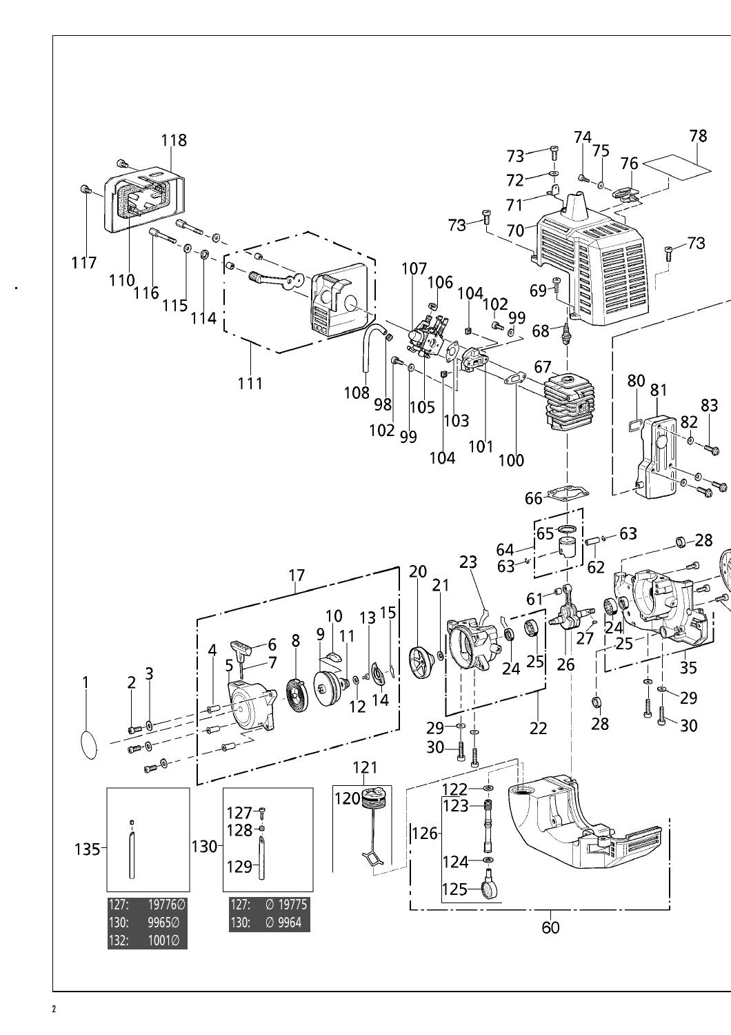| 135 | |
|---|---|
| 127: | 19776∅ |
| 130: | 9965∅ |
| 132: | 1001∅ |

| 130 | |
|---|---|
| 127: | ∅ 19775 |
| 130: | ∅ 9964 |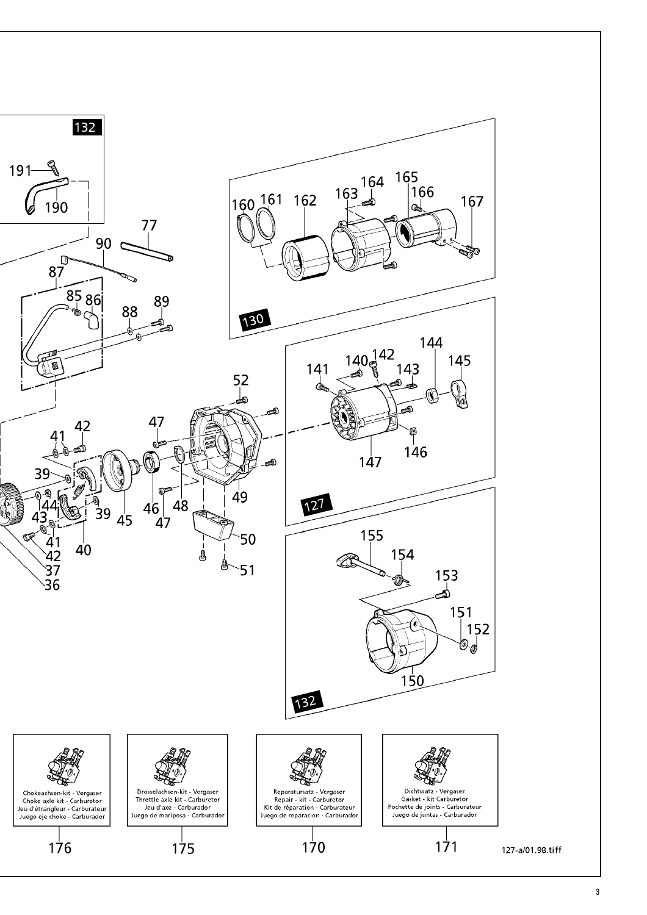132

191

190

77

90

87

85 86

88

89

160 161 162

163 164

165

166

167

130

141

140 142

143

144

145

147

146

127

52

47

41 42

39

44

43

41

42

37

36

40

39

45

46

47

48

49

50

51

155

154

153

151

152

150

132

Chokeachsen-kit - Vergaser
Choke axle kit - Carburetor
Jeu d'étrangleur - Carburateur
Juego eje choke - Carburador

176

Drosselachsen-kit - Vergaser
Throttle axle kit - Carburetor
Jeu d'axe - Carburador
Juego de mariposa - Carburador

175

Reparatursatz - Vergaser
Repair - kit - Carburetor
Kit de réparation - Carburateur
Juego de reparacion - Carburador

170

Dichtssatz - Vergaser
Gasket - kit Carburetor
Pochette de joints - Carburateur
Juego de juntas - Carburador

171

127-a/01.98.tiff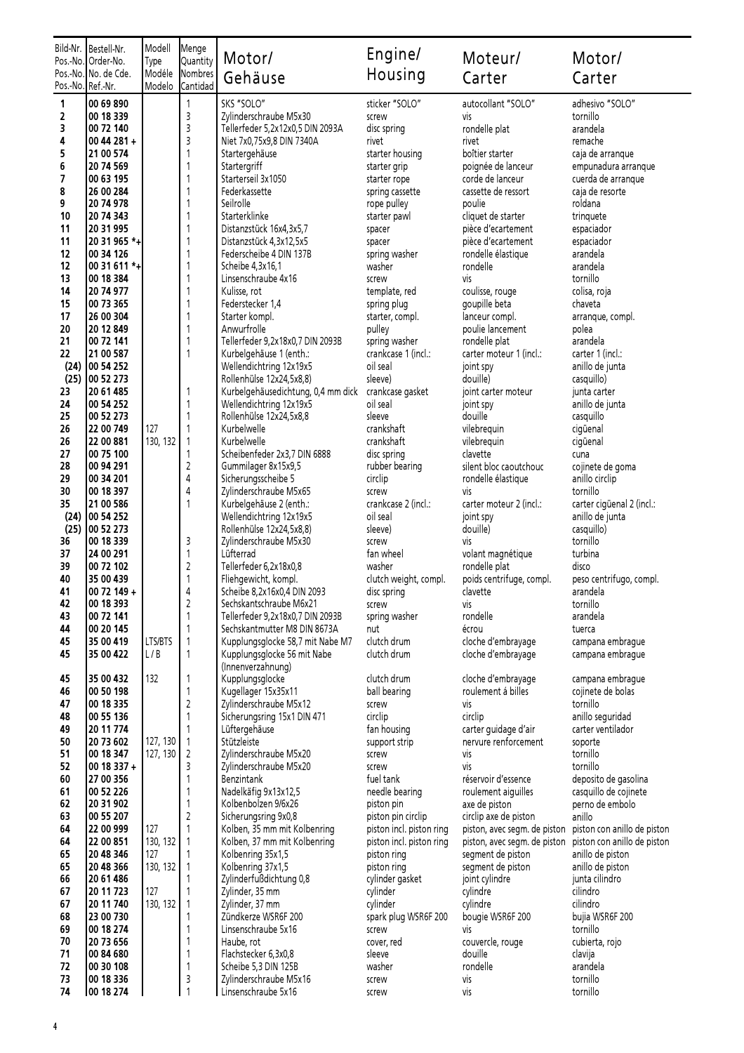| Bild-Nr. Pos.-No. Pos.-No. Pos.-No. | Bestell-Nr. Order-No. No. de Cde. Ref.-Nr. | Modell Type Modéle Modelo | Menge Quantity Nombres Cantidad | Motor/ Gehäuse | Engine/ Housing | Moteur/ Carter | Motor/ Carter |
|---|---|---|---|---|---|---|---|
| 1 | 00 69 890 | | 1 | SKS "SOLO" | sticker "SOLO" | autocollant "SOLO" | adhesivo "SOLO" |
| 2 | 00 18 339 | | 3 | Zylinderschraube M5x30 | screw | vis | tornillo |
| 3 | 00 72 140 | | 3 | Tellerfeder 5,2x12x0,5 DIN 2093A | disc spring | rondelle plat | arandela |
| 4 | 00 44 281 + | | 3 | Niet 7x0,75x9,8 DIN 7340A | rivet | rivet | remache |
| 5 | 21 00 574 | | 1 | Startergehäuse | starter housing | boîtier starter | caja de arranque |
| 6 | 20 74 569 | | 1 | Startergriff | starter grip | poignée de lanceur | empunadura arranque |
| 7 | 00 63 195 | | 1 | Starterseil 3x1050 | starter rope | corde de lanceur | cuerda de arranque |
| 8 | 26 00 284 | | 1 | Federkassette | spring cassette | cassette de ressort | caja de resorte |
| 9 | 20 74 978 | | 1 | Seilrolle | rope pulley | poulie | roldana |
| 10 | 20 74 343 | | 1 | Starterklinke | starter pawl | cliquet de starter | trinquete |
| 11 | 20 31 995 | | 1 | Distanzstück 16x4,3x5,7 | spacer | pièce d'ecartement | espaciador |
| 11 | 20 31 965 *+ | | 1 | Distanzstück 4,3x12,5x5 | spacer | pièce d'ecartement | espaciador |
| 12 | 00 34 126 | | 1 | Federscheibe 4 DIN 137B | spring washer | rondelle élastique | arandela |
| 12 | 00 31 611 *+ | | 1 | Scheibe 4,3x16,1 | washer | rondelle | arandela |
| 13 | 00 18 384 | | 1 | Linsenschraube 4x16 | screw | vis | tornillo |
| 14 | 20 74 977 | | 1 | Kulisse, rot | template, red | coulisse, rouge | colisa, roja |
| 15 | 00 73 365 | | 1 | Federstecker 1,4 | spring plug | goupille beta | chaveta |
| 17 | 26 00 304 | | 1 | Starter kompl. | starter, compl. | lanceur compl. | arranque, compl. |
| 20 | 20 12 849 | | 1 | Anwurfrolle | pulley | poulie lancement | polea |
| 21 | 00 72 141 | | 1 | Tellerfeder 9,2x18x0,7 DIN 2093B | spring washer | rondelle plat | arandela |
| 22 | 21 00 587 | | 1 | Kurbelgehäuse 1 (enth.: | crankcase 1 (incl.: | carter moteur 1 (incl.: | carter 1 (incl.: |
| (24) | 00 54 252 | | | Wellendichtring 12x19x5 | oil seal | joint spy | anillo de junta |
| (25) | 00 52 273 | | | Rollenhülse 12x24,5x8,8) | sleeve) | douille) | casquillo) |
| 23 | 20 61 485 | | 1 | Kurbelgehäusedichtung, 0,4 mm dick | crankcase gasket | joint carter moteur | junta carter |
| 24 | 00 54 252 | | 1 | Wellendichtring 12x19x5 | oil seal | joint spy | anillo de junta |
| 25 | 00 52 273 | | 1 | Rollenhülse 12x24,5x8,8 | sleeve | douille | casquillo |
| 26 | 22 00 749 | 127 | 1 | Kurbelwelle | crankshaft | vilebrequin | cigüenal |
| 26 | 22 00 881 | 130, 132 | 1 | Kurbelwelle | crankshaft | vilebrequin | cigüenal |
| 27 | 00 75 100 | | 1 | Scheibenfeder 2x3,7 DIN 6888 | disc spring | clavette | cuna |
| 28 | 00 94 291 | | 2 | Gummilager 8x15x9,5 | rubber bearing | silent bloc caoutchouc | cojinete de goma |
| 29 | 00 34 201 | | 4 | Sicherungsscheibe 5 | circlip | rondelle élastique | anillo circlip |
| 30 | 00 18 397 | | 4 | Zylinderschraube M5x65 | screw | vis | tornillo |
| 35 | 21 00 586 | | 1 | Kurbelgehäuse 2 (enth.: | crankcase 2 (incl.: | carter moteur 2 (incl.: | carter cigüenal 2 (incl.: |
| (24) | 00 54 252 | | | Wellendichtring 12x19x5 | oil seal | joint spy | anillo de junta |
| (25) | 00 52 273 | | | Rollenhülse 12x24,5x8,8) | sleeve) | douille) | casquillo) |
| 36 | 00 18 339 | | 3 | Zylinderschraube M5x30 | screw | vis | tornillo |
| 37 | 24 00 291 | | 1 | Lüfterrad | fan wheel | volant magnétique | turbina |
| 39 | 00 72 102 | | 2 | Tellerfeder 6,2x18x0,8 | washer | rondelle plat | disco |
| 40 | 35 00 439 | | 1 | Fliehgewicht, kompl. | clutch weight, compl. | poids centrifuge, compl. | peso centrifugo, compl. |
| 41 | 00 72 149 + | | 4 | Scheibe 8,2x16x0,4 DIN 2093 | disc spring | clavette | arandela |
| 42 | 00 18 393 | | 2 | Sechskantschraube M6x21 | screw | vis | tornillo |
| 43 | 00 72 141 | | 1 | Tellerfeder 9,2x18x0,7 DIN 2093B | spring washer | rondelle | arandela |
| 44 | 00 20 145 | | 1 | Sechskantmutter M8 DIN 8673A | nut | écrou | tuerca |
| 45 | 35 00 419 | LTS/BTS | 1 | Kupplungsglocke 58,7 mit Nabe M7 | clutch drum | cloche d'embrayage | campana embrague |
| 45 | 35 00 422 | L / B | 1 | Kupplungsglocke 56 mit Nabe (Innenverzahnung) | clutch drum | cloche d'embrayage | campana embrague |
| 45 | 35 00 432 | 132 | 1 | Kupplungsglocke | clutch drum | cloche d'embrayage | campana embrague |
| 46 | 00 50 198 | | 1 | Kugellager 15x35x11 | ball bearing | roulement á billes | cojinete de bolas |
| 47 | 00 18 335 | | 2 | Zylinderschraube M5x12 | screw | vis | tornillo |
| 48 | 00 55 136 | | 1 | Sicherungsring 15x1 DIN 471 | circlip | circlip | anillo seguridad |
| 49 | 20 11 774 | | 1 | Lüftergehäuse | fan housing | carter guidage d'air | carter ventilador |
| 50 | 20 73 602 | 127, 130 | 1 | Stützleiste | support strip | nervure renforcement | soporte |
| 51 | 00 18 347 | 127, 130 | 2 | Zylinderschraube M5x20 | screw | vis | tornillo |
| 52 | 00 18 337 + | | 3 | Zylinderschraube M5x20 | screw | vis | tornillo |
| 60 | 27 00 356 | | 1 | Benzintank | fuel tank | réservoir d'essence | deposito de gasolina |
| 61 | 00 52 226 | | 1 | Nadelkäfig 9x13x12,5 | needle bearing | roulement aiguilles | casquillo de cojinete |
| 62 | 20 31 902 | | 1 | Kolbenbolzen 9/6x26 | piston pin | axe de piston | perno de embolo |
| 63 | 00 55 207 | | 2 | Sicherungsring 9x0,8 | piston pin circlip | circlip axe de piston | anillo |
| 64 | 22 00 999 | 127 | 1 | Kolben, 35 mm mit Kolbenring | piston incl. piston ring | piston, avec segm. de piston | piston con anillo de piston |
| 64 | 22 00 851 | 130, 132 | 1 | Kolben, 37 mm mit Kolbenring | piston incl. piston ring | piston, avec segm. de piston | piston con anillo de piston |
| 65 | 20 48 346 | 127 | 1 | Kolbenring 35x1,5 | piston ring | segment de piston | anillo de piston |
| 65 | 20 48 366 | 130, 132 | 1 | Kolbenring 37x1,5 | piston ring | segment de piston | anillo de piston |
| 66 | 20 61 486 | | 1 | Zylinderfußdichtung 0,8 | cylinder gasket | joint cylindre | junta cilindro |
| 67 | 20 11 723 | 127 | 1 | Zylinder, 35 mm | cylinder | cylindre | cilindro |
| 67 | 20 11 740 | 130, 132 | 1 | Zylinder, 37 mm | cylinder | cylindre | cilindro |
| 68 | 23 00 730 | | 1 | Zündkerze WSR6F 200 | spark plug WSR6F 200 | bougie WSR6F 200 | bujia WSR6F 200 |
| 69 | 00 18 274 | | 1 | Linsenschraube 5x16 | screw | vis | tornillo |
| 70 | 20 73 656 | | 1 | Haube, rot | cover, red | couvercle, rouge | cubierta, rojo |
| 71 | 00 84 680 | | 1 | Flachstecker 6,3x0,8 | sleeve | douille | clavija |
| 72 | 00 30 108 | | 1 | Scheibe 5,3 DIN 125B | washer | rondelle | arandela |
| 73 | 00 18 336 | | 3 | Zylinderschraube M5x16 | screw | vis | tornillo |
| 74 | 00 18 274 | | 1 | Linsenschraube 5x16 | screw | vis | tornillo |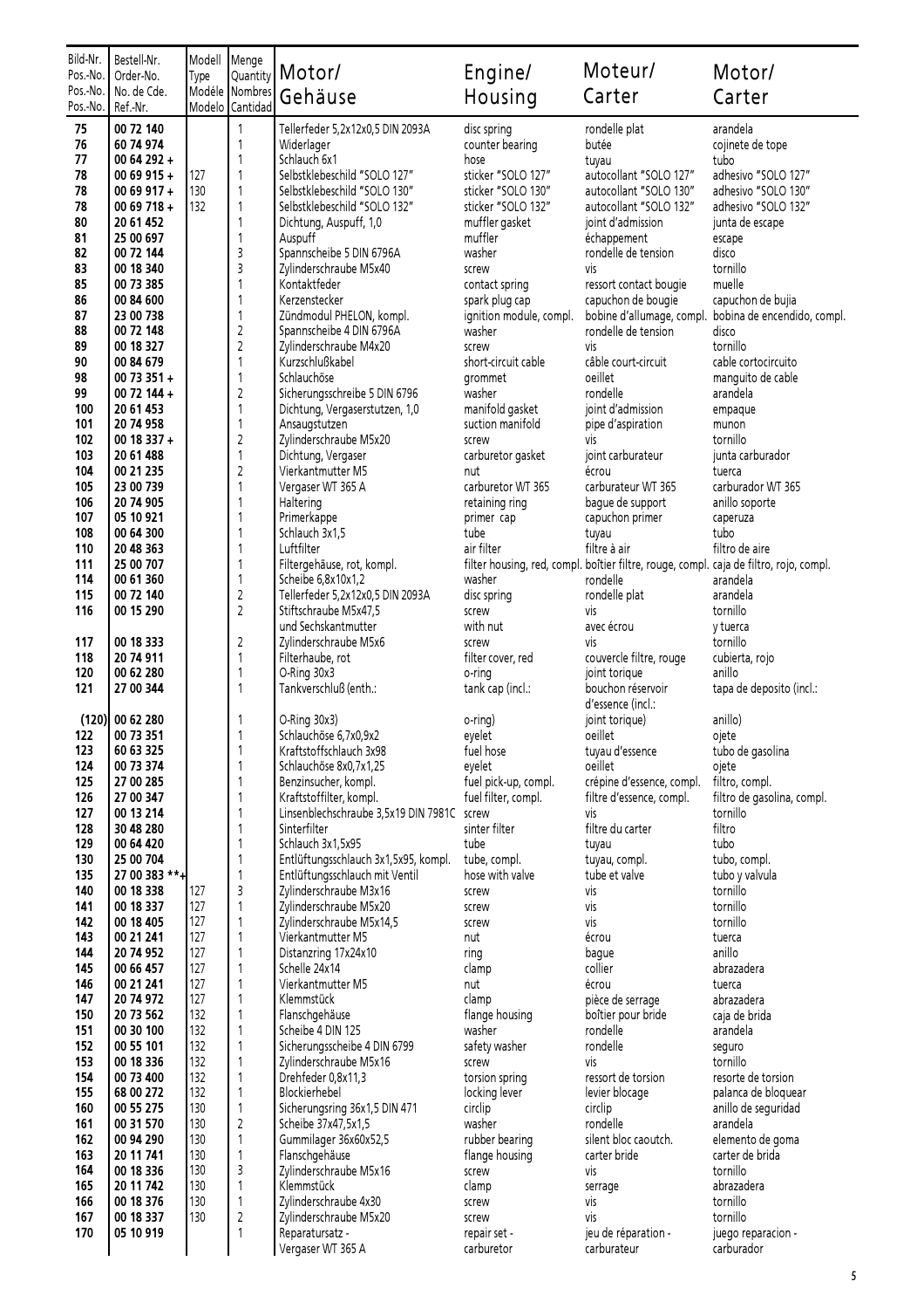| Bild-Nr. Pos.-No. Pos.-No. Pos.-No. | Bestell-Nr. Order-No. No. de Cde. Ref.-Nr. | Modell Type Modéle Modelo | Menge Quantity Nombres Cantidad | Motor/ Gehäuse | Engine/ Housing | Moteur/ Carter | Motor/ Carter |
|---|---|---|---|---|---|---|---|
| 75 | 00 72 140 | | 1 | Tellerfeder 5,2x12x0,5 DIN 2093A | disc spring | rondelle plat | arandela |
| 76 | 60 74 974 | | 1 | Widerlager | counter bearing | butée | cojinete de tope |
| 77 | 00 64 292 + | | 1 | Schlauch 6x1 | hose | tuyau | tubo |
| 78 | 00 69 915 + | 127 | 1 | Selbstklebeschild "SOLO 127" | sticker "SOLO 127" | autocollant "SOLO 127" | adhesivo "SOLO 127" |
| 78 | 00 69 917 + | 130 | 1 | Selbstklebeschild "SOLO 130" | sticker "SOLO 130" | autocollant "SOLO 130" | adhesivo "SOLO 130" |
| 78 | 00 69 718 + | 132 | 1 | Selbstklebeschild "SOLO 132" | sticker "SOLO 132" | autocollant "SOLO 132" | adhesivo "SOLO 132" |
| 80 | 20 61 452 | | 1 | Dichtung, Auspuff, 1,0 | muffler gasket | joint d'admission | junta de escape |
| 81 | 25 00 697 | | 1 | Auspuff | muffler | échappement | escape |
| 82 | 00 72 144 | | 3 | Spannscheibe 5 DIN 6796A | washer | rondelle de tension | disco |
| 83 | 00 18 340 | | 3 | Zylinderschraube M5x40 | screw | vis | tornillo |
| 85 | 00 73 385 | | 1 | Kontaktfeder | contact spring | ressort contact bougie | muelle |
| 86 | 00 84 600 | | 1 | Kerzenstecker | spark plug cap | capuchon de bougie | capuchon de bujia |
| 87 | 23 00 738 | | 1 | Zündmodul PHELON, kompl. | ignition module, compl. | bobine d'allumage, compl. | bobina de encendido, compl. |
| 88 | 00 72 148 | | 2 | Spannscheibe 4 DIN 6796A | washer | rondelle de tension | disco |
| 89 | 00 18 327 | | 2 | Zylinderschraube M4x20 | screw | vis | tornillo |
| 90 | 00 84 679 | | 1 | Kurzschlußkabel | short-circuit cable | câble court-circuit | cable cortocircuito |
| 98 | 00 73 351 + | | 1 | Schlauchöse | grommet | oeillet | manguito de cable |
| 99 | 00 72 144 + | | 2 | Sicherungsschreibe 5 DIN 6796 | washer | rondelle | arandela |
| 100 | 20 61 453 | | 1 | Dichtung, Vergaserstutzen, 1,0 | manifold gasket | joint d'admission | empaque |
| 101 | 20 74 958 | | 1 | Ansaugstutzen | suction manifold | pipe d'aspiration | munon |
| 102 | 00 18 337 + | | 2 | Zylinderschraube M5x20 | screw | vis | tornillo |
| 103 | 20 61 488 | | 1 | Dichtung, Vergaser | carburetor gasket | joint carburateur | junta carburador |
| 104 | 00 21 235 | | 2 | Vierkantmutter M5 | nut | écrou | tuerca |
| 105 | 23 00 739 | | 1 | Vergaser WT 365 A | carburetor WT 365 | carburateur WT 365 | carburador WT 365 |
| 106 | 20 74 905 | | 1 | Haltering | retaining ring | bague de support | anillo soporte |
| 107 | 05 10 921 | | 1 | Primerkappe | primer cap | capuchon primer | caperuza |
| 108 | 00 64 300 | | 1 | Schlauch 3x1,5 | tube | tuyau | tubo |
| 110 | 20 48 363 | | 1 | Luftfilter | air filter | filtre à air | filtro de aire |
| 111 | 25 00 707 | | 1 | Filtergehäuse, rot, kompl. | filter housing, red, compl. | boîtier filtre, rouge, compl. | caja de filtro, rojo, compl. |
| 114 | 00 61 360 | | 1 | Scheibe 6,8x10x1,2 | washer | rondelle | arandela |
| 115 | 00 72 140 | | 2 | Tellerfeder 5,2x12x0,5 DIN 2093A | disc spring | rondelle plat | arandela |
| 116 | 00 15 290 | | 2 | Stiftschraube M5x47,5 und Sechskantmutter | screw with nut | vis avec écrou | tornillo y tuerca |
| 117 | 00 18 333 | | 2 | Zylinderschraube M5x6 | screw | vis | tornillo |
| 118 | 20 74 911 | | 1 | Filterhaube, rot | filter cover, red | couvercle filtre, rouge | cubierta, rojo |
| 120 | 00 62 280 | | 1 | O-Ring 30x3 | o-ring | joint torique | anillo |
| 121 | 27 00 344 | | 1 | Tankverschluß (enth.: | tank cap (incl.: | bouchon réservoir d'essence (incl.: | tapa de deposito (incl.: |
| (120) | 00 62 280 | | 1 | O-Ring 30x3) | o-ring) | joint torique) | anillo) |
| 122 | 00 73 351 | | 1 | Schlauchöse 6,7x0,9x2 | eyelet | oeillet | ojete |
| 123 | 60 63 325 | | 1 | Kraftstoffschlauch 3x98 | fuel hose | tuyau d'essence | tubo de gasolina |
| 124 | 00 73 374 | | 1 | Schlauchöse 8x0,7x1,25 | eyelet | oeillet | ojete |
| 125 | 27 00 285 | | 1 | Benzinsucher, kompl. | fuel pick-up, compl. | crépine d'essence, compl. | filtro, compl. |
| 126 | 27 00 347 | | 1 | Kraftstoffilter, kompl. | fuel filter, compl. | filtre d'essence, compl. | filtro de gasolina, compl. |
| 127 | 00 13 214 | | 1 | Linsenblechschraube 3,5x19 DIN 7981C | screw | vis | tornillo |
| 128 | 30 48 280 | | 1 | Sinterfilter | sinter filter | filtre du carter | filtro |
| 129 | 00 64 420 | | 1 | Schlauch 3x1,5x95 | tube | tuyau | tubo |
| 130 | 25 00 704 | | 1 | Entlüftungsschlauch 3x1,5x95, kompl. | tube, compl. | tuyau, compl. | tubo, compl. |
| 135 | 27 00 383 **+ | | 1 | Entlüftungsschlauch mit Ventil | hose with valve | tube et valve | tubo y valvula |
| 140 | 00 18 338 | 127 | 3 | Zylinderschraube M3x16 | screw | vis | tornillo |
| 141 | 00 18 337 | 127 | 1 | Zylinderschraube M5x20 | screw | vis | tornillo |
| 142 | 00 18 405 | 127 | 1 | Zylinderschraube M5x14,5 | screw | vis | tornillo |
| 143 | 00 21 241 | 127 | 1 | Vierkantmutter M5 | nut | écrou | tuerca |
| 144 | 20 74 952 | 127 | 1 | Distanzring 17x24x10 | ring | bague | anillo |
| 145 | 00 66 457 | 127 | 1 | Schelle 24x14 | clamp | collier | abrazadera |
| 146 | 00 21 241 | 127 | 1 | Vierkantmutter M5 | nut | écrou | tuerca |
| 147 | 20 74 972 | 127 | 1 | Klemmstück | clamp | pièce de serrage | abrazadera |
| 150 | 20 73 562 | 132 | 1 | Flanschgehäuse | flange housing | boîtier pour bride | caja de brida |
| 151 | 00 30 100 | 132 | 1 | Scheibe 4 DIN 125 | washer | rondelle | arandela |
| 152 | 00 55 101 | 132 | 1 | Sicherungsscheibe 4 DIN 6799 | safety washer | rondelle | seguro |
| 153 | 00 18 336 | 132 | 1 | Zylinderschraube M5x16 | screw | vis | tornillo |
| 154 | 00 73 400 | 132 | 1 | Drehfeder 0,8x11,3 | torsion spring | ressort de torsion | resorte de torsion |
| 155 | 68 00 272 | 132 | 1 | Blockierhebel | locking lever | levier blocage | palanca de bloquear |
| 160 | 00 55 275 | 130 | 1 | Sicherungsring 36x1,5 DIN 471 | circlip | circlip | anillo de seguridad |
| 161 | 00 31 570 | 130 | 2 | Scheibe 37x47,5x1,5 | washer | rondelle | arandela |
| 162 | 00 94 290 | 130 | 1 | Gummilager 36x60x52,5 | rubber bearing | silent bloc caoutch. | elemento de goma |
| 163 | 20 11 741 | 130 | 1 | Flanschgehäuse | flange housing | carter bride | carter de brida |
| 164 | 00 18 336 | 130 | 3 | Zylinderschraube M5x16 | screw | vis | tornillo |
| 165 | 20 11 742 | 130 | 1 | Klemmstück | clamp | serrage | abrazadera |
| 166 | 00 18 376 | 130 | 1 | Zylinderschraube 4x30 | screw | vis | tornillo |
| 167 | 00 18 337 | 130 | 2 | Zylinderschraube M5x20 | screw | vis | tornillo |
| 170 | 05 10 919 | | 1 | Reparatursatz - Vergaser WT 365 A | repair set - carburetor | jeu de réparation - carburateur | juego reparacion - carburador |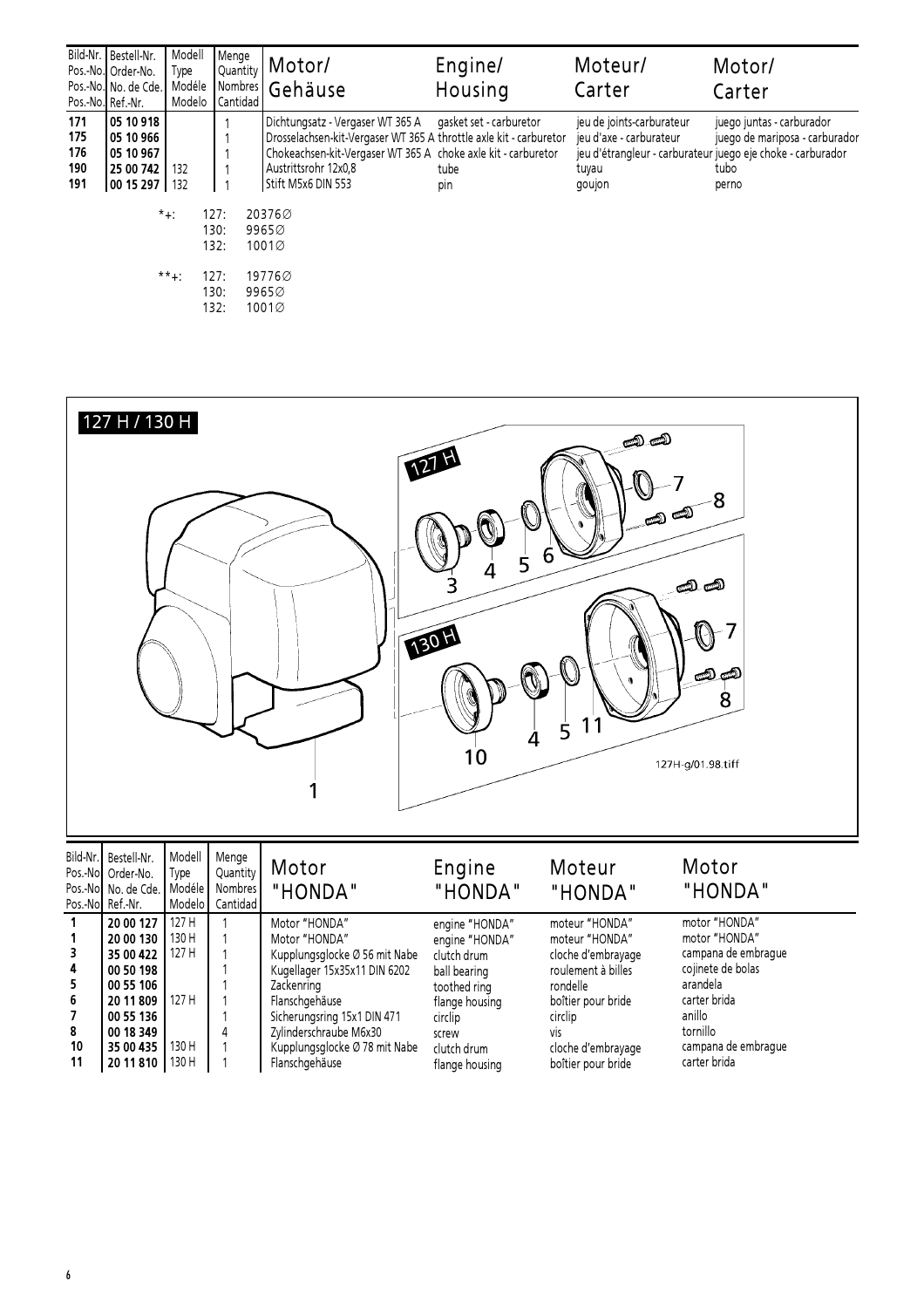| Bild-Nr. Pos.-No. Pos.-No. Pos.-No. | Bestell-Nr. Order-No. No. de Cde. Ref.-Nr. | Modell Type Modéle Modelo | Menge Quantity Nombres Cantidad | Motor/ Gehäuse | Engine/ Housing | Moteur/ Carter | Motor/ Carter |
|---|---|---|---|---|---|---|---|
| 171 | 05 10 918 | | 1 | Dichtungsatz - Vergaser WT 365 A | gasket set - carburetor | jeu de joints-carburateur | juego juntas - carburador |
| 175 | 05 10 966 | | 1 | Drosselachsen-kit-Vergaser WT 365 A | throttle axle kit - carburetor | jeu d'axe - carburateur | juego de mariposa - carburador |
| 176 | 05 10 967 | | 1 | Chokeachsen-kit-Vergaser WT 365 A | choke axle kit - carburetor | jeu d'étrangleur - carburateur | juego eje choke - carburador |
| 190 | 25 00 742 | 132 | 1 | Austrittsrohr 12x0,8 | tube | tuyau | tubo |
| 191 | 00 15 297 | 132 | 1 | Stift M5x6 DIN 553 | pin | goujon | perno |

*+: 127: 20376∅
130: 9965∅
132: 1001∅

**+: 127: 19776∅
130: 9965∅
132: 1001∅

127 H / 130 H

127H-g/01.98.tiff

| Bild-Nr. Pos.-No Pos.-No Pos.-No | Bestell-Nr. Order-No. No. de Cde. Ref.-Nr. | Modell Type Modéle Modelo | Menge Quantity Nombres Cantidad | Motor "HONDA" | Engine "HONDA" | Moteur "HONDA" | Motor "HONDA" |
|---|---|---|---|---|---|---|---|
| 1 | 20 00 127 | 127 H | 1 | Motor "HONDA" | engine "HONDA" | moteur "HONDA" | motor "HONDA" |
| 1 | 20 00 130 | 130 H | 1 | Motor "HONDA" | engine "HONDA" | moteur "HONDA" | motor "HONDA" |
| 3 | 35 00 422 | 127 H | 1 | Kupplungsglocke Ø 56 mit Nabe | clutch drum | cloche d'embrayage | campana de embrague |
| 4 | 00 50 198 | | 1 | Kugellager 15x35x11 DIN 6202 | ball bearing | roulement à billes | cojinete de bolas |
| 5 | 00 55 106 | | 1 | Zackenring | toothed ring | rondelle | arandela |
| 6 | 20 11 809 | 127 H | 1 | Flanschgehäuse | flange housing | boîtier pour bride | carter brida |
| 7 | 00 55 136 | | 1 | Sicherungsring 15x1 DIN 471 | circlip | circlip | anillo |
| 8 | 00 18 349 | | 4 | Zylinderschraube M6x30 | screw | vis | tornillo |
| 10 | 35 00 435 | 130 H | 1 | Kupplungsglocke Ø 78 mit Nabe | clutch drum | cloche d'embrayage | campana de embrague |
| 11 | 20 11 810 | 130 H | 1 | Flanschgehäuse | flange housing | boîtier pour bride | carter brida |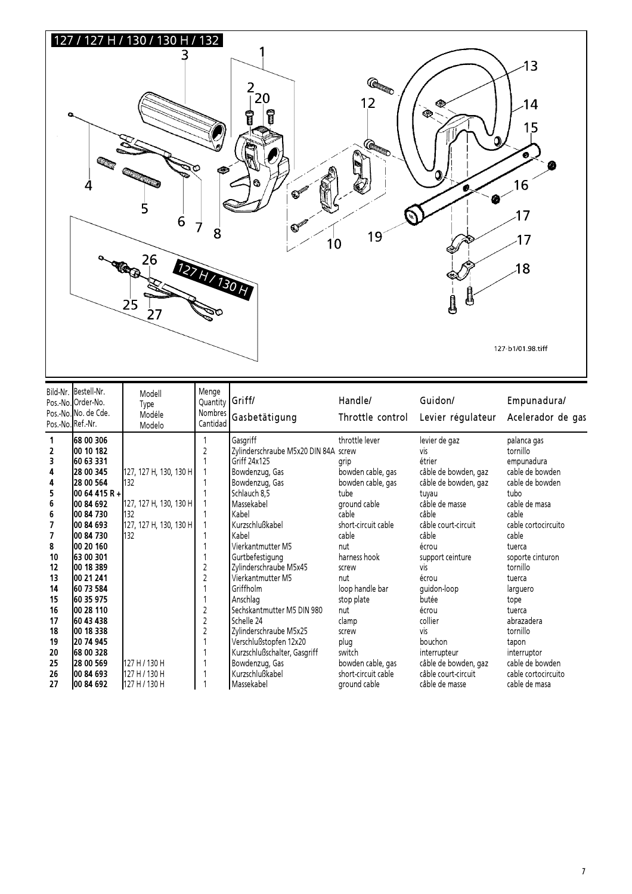## 127 / 127 H / 130 / 130 H / 132

127 H / 130 H

127-b1/01.98.tiff

| Bild-Nr. Pos.-No. Pos.-No. Pos.-No. | Bestell-Nr. Order-No. No. de Cde. Ref.-Nr. | Modell Type Modéle Modelo | Menge Quantity Nombres Cantidad | Griff/ Gasbetätigung | Handle/ Throttle control | Guidon/ Levier régulateur | Empunadura/ Acelerador de gas |
|---|---|---|---|---|---|---|---|
| 1 | 68 00 306 | | 1 | Gasgriff | throttle lever | levier de gaz | palanca gas |
| 2 | 00 10 182 | | 2 | Zylinderschraube M5x20 DIN 84A | screw | vis | tornillo |
| 3 | 60 63 331 | | 1 | Griff 24x125 | grip | étrier | empunadura |
| 4 | 28 00 345 | 127, 127 H, 130, 130 H | 1 | Bowdenzug, Gas | bowden cable, gas | câble de bowden, gaz | cable de bowden |
| 4 | 28 00 564 | 132 | 1 | Bowdenzug, Gas | bowden cable, gas | câble de bowden, gaz | cable de bowden |
| 5 | 00 64 415 R + | | 1 | Schlauch 8,5 | tube | tuyau | tubo |
| 6 | 00 84 692 | 127, 127 H, 130, 130 H | 1 | Massekabel | ground cable | câble de masse | cable de masa |
| 6 | 00 84 730 | 132 | 1 | Kabel | cable | câble | cable |
| 7 | 00 84 693 | 127, 127 H, 130, 130 H | 1 | Kurzschlußkabel | short-circuit cable | câble court-circuit | cable cortocircuito |
| 7 | 00 84 730 | 132 | 1 | Kabel | cable | câble | cable |
| 8 | 00 20 160 | | 1 | Vierkantmutter M5 | nut | écrou | tuerca |
| 10 | 63 00 301 | | 1 | Gurtbefestigung | harness hook | support ceinture | soporte cinturon |
| 12 | 00 18 389 | | 2 | Zylinderschraube M5x45 | screw | vis | tornillo |
| 13 | 00 21 241 | | 2 | Vierkantmutter M5 | nut | écrou | tuerca |
| 14 | 60 73 584 | | 1 | Griffholm | loop handle bar | guidon-loop | larguero |
| 15 | 60 35 975 | | 1 | Anschlag | stop plate | butée | tope |
| 16 | 00 28 110 | | 2 | Sechskantmutter M5 DIN 980 | nut | écrou | tuerca |
| 17 | 60 43 438 | | 2 | Schelle 24 | clamp | collier | abrazadera |
| 18 | 00 18 338 | | 2 | Zylinderschraube M5x25 | screw | vis | tornillo |
| 19 | 20 74 945 | | 1 | Verschlußstopfen 12x20 | plug | bouchon | tapon |
| 20 | 68 00 328 | | 1 | Kurzschlußschalter, Gasgriff | switch | interrupteur | interruptor |
| 25 | 28 00 569 | 127 H / 130 H | 1 | Bowdenzug, Gas | bowden cable, gas | câble de bowden, gaz | cable de bowden |
| 26 | 00 84 693 | 127 H / 130 H | 1 | Kurzschlußkabel | short-circuit cable | câble court-circuit | cable cortocircuito |
| 27 | 00 84 692 | 127 H / 130 H | 1 | Massekabel | ground cable | câble de masse | cable de masa |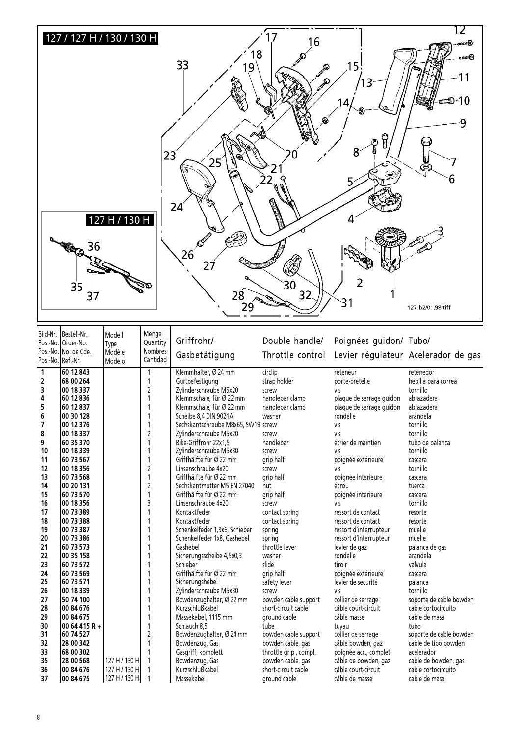## 127 / 127 H / 130 / 130 H

127 H / 130 H

127-b2/01.98.tiff

| Bild-Nr. Pos.-No. Pos.-No. Pos.-No. | Bestell-Nr. Order-No. No. de Cde. Ref.-Nr. | Modell Type Modéle Modelo | Menge Quantity Nombres Cantidad | Griffrohr/ Gasbetätigung | Double handle/ Throttle control | Poignées guidon/ Levier régulateur | Tubo/ Acelerador de gas |
|---|---|---|---|---|---|---|---|
| 1 | 60 12 843 | | 1 | Klemmhalter, Ø 24 mm | circlip | reteneur | retenedor |
| 2 | 68 00 264 | | 1 | Gurtbefestigung | strap holder | porte-bretelle | hebilla para correa |
| 3 | 00 18 337 | | 2 | Zylinderschraube M5x20 | screw | vis | tornillo |
| 4 | 60 12 836 | | 1 | Klemmschale, für Ø 22 mm | handlebar clamp | plaque de serrage guidon | abrazadera |
| 5 | 60 12 837 | | 1 | Klemmschale, für Ø 22 mm | handlebar clamp | plaque de serrage guidon | abrazadera |
| 6 | 00 30 128 | | 1 | Scheibe 8,4 DIN 9021A | washer | rondelle | arandela |
| 7 | 00 12 376 | | 1 | Sechskantschraube M8x65, SW19 | screw | vis | tornillo |
| 8 | 00 18 337 | | 2 | Zylinderschraube M5x20 | screw | vis | tornillo |
| 9 | 60 35 370 | | 1 | Bike-Griffrohr 22x1,5 | handlebar | étrier de maintien | tubo de palanca |
| 10 | 00 18 339 | | 1 | Zylinderschraube M5x30 | screw | vis | tornillo |
| 11 | 60 73 567 | | 1 | Griffhälfte für Ø 22 mm | grip half | poignée extérieure | cascara |
| 12 | 00 18 356 | | 2 | Linsenschraube 4x20 | screw | vis | tornillo |
| 13 | 60 73 568 | | 1 | Griffhälfte für Ø 22 mm | grip half | poignée interieure | cascara |
| 14 | 00 20 131 | | 2 | Sechskantmutter M5 EN 27040 | nut | écrou | tuerca |
| 15 | 60 73 570 | | 1 | Griffhälfte für Ø 22 mm | grip half | poignée interieure | cascara |
| 16 | 00 18 356 | | 3 | Linsenschraube 4x20 | screw | vis | tornillo |
| 17 | 00 73 389 | | 1 | Kontaktfeder | contact spring | ressort de contact | resorte |
| 18 | 00 73 388 | | 1 | Kontaktfeder | contact spring | ressort de contact | resorte |
| 19 | 00 73 387 | | 1 | Schenkelfeder 1,3x6, Schieber | spring | ressort d'interrupteur | muelle |
| 20 | 00 73 386 | | 1 | Schenkelfeder 1x8, Gashebel | spring | ressort d'interrupteur | muelle |
| 21 | 60 73 573 | | 1 | Gashebel | throttle lever | levier de gaz | palanca de gas |
| 22 | 00 35 158 | | 1 | Sicherungsscheibe 4,5x0,3 | washer | rondelle | arandela |
| 23 | 60 73 572 | | 1 | Schieber | slide | tiroir | valvula |
| 24 | 60 73 569 | | 1 | Griffhälfte für Ø 22 mm | grip half | poignée extérieure | cascara |
| 25 | 60 73 571 | | 1 | Sicherungshebel | safety lever | levier de securité | palanca |
| 26 | 00 18 339 | | 1 | Zylinderschraube M5x30 | screw | vis | tornillo |
| 27 | 50 74 100 | | 1 | Bowdenzughalter, Ø 22 mm | bowden cable support | collier de serrage | soporte de cable bowden |
| 28 | 00 84 676 | | 1 | Kurzschlußkabel | short-circuit cable | câble court-circuit | cable cortocircuito |
| 29 | 00 84 675 | | 1 | Massekabel, 1115 mm | ground cable | câble masse | cable de masa |
| 30 | 00 64 415 R + | | 1 | Schlauch 8,5 | tube | tuyau | tubo |
| 31 | 60 74 527 | | 2 | Bowdenzughalter, Ø 24 mm | bowden cable support | collier de serrage | soporte de cable bowden |
| 32 | 28 00 342 | | 1 | Bowdenzug, Gas | bowden cable, gas | câble bowden, gaz | cable de tipo bowden |
| 33 | 68 00 302 | | 1 | Gasgriff, komplett | throttle grip , compl. | poignée acc., complet | acelerador |
| 35 | 28 00 568 | 127 H / 130 H | 1 | Bowdenzug, Gas | bowden cable, gas | câble de bowden, gaz | cable de bowden, gas |
| 36 | 00 84 676 | 127 H / 130 H | 1 | Kurzschlußkabel | short-circuit cable | câble court-circuit | cable cortocircuito |
| 37 | 00 84 675 | 127 H / 130 H | 1 | Massekabel | ground cable | câble de masse | cable de masa |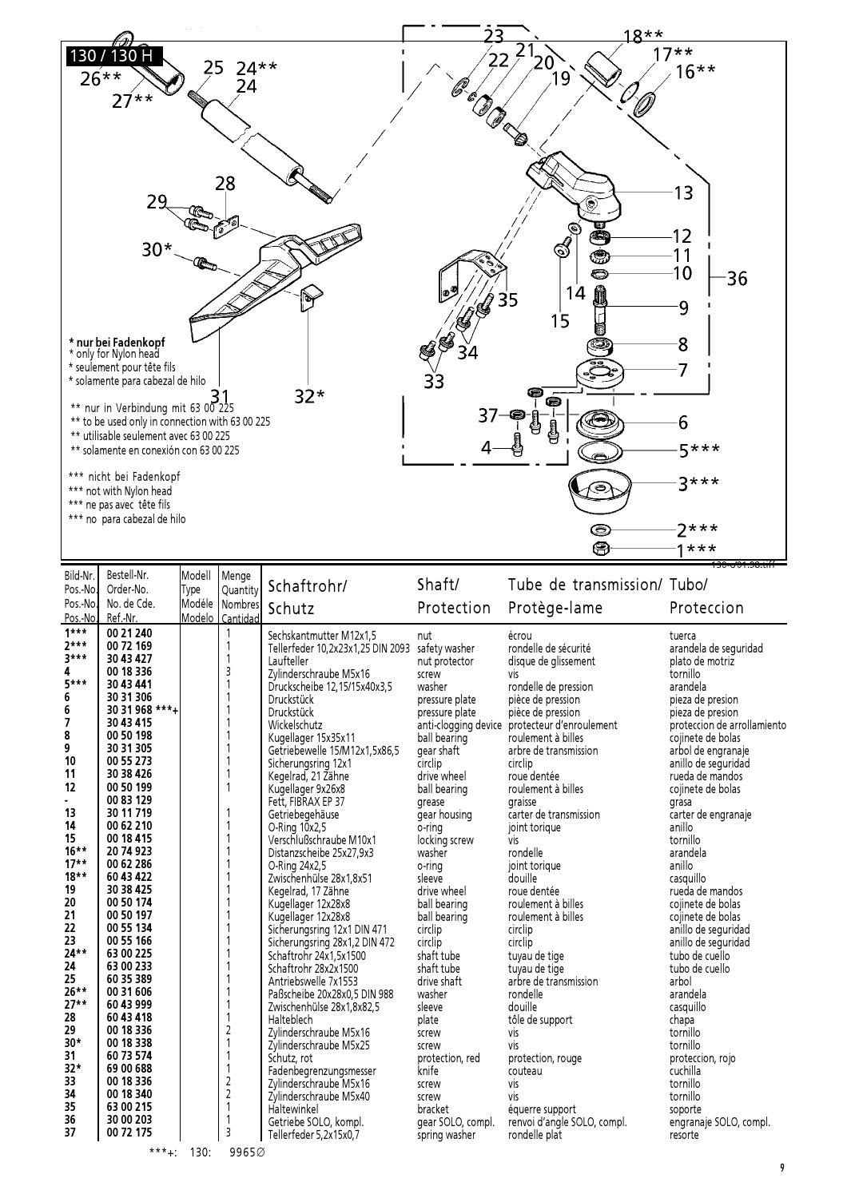130 / 130 H

\* nur bei Fadenkopf
\* only for Nylon head
\* seulement pour tête fils
\* solamente para cabezal de hilo

\*\* nur in Verbindung mit 63 00 225
\*\* to be used only in connection with 63 00 225
\*\* utilisable seulement avec 63 00 225
\*\* solamente en conexión con 63 00 225

\*\*\* nicht bei Fadenkopf
\*\*\* not with Nylon head
\*\*\* ne pas avec tête fils
\*\*\* no para cabezal de hilo

| Bild-Nr. Pos.-No. Pos.-No. Pos.-No. | Bestell-Nr. Order-No. No. de Cde. Ref.-Nr. | Modell Type Modéle Modelo | Menge Quantity Nombres Cantidad | Schaftrohr/ Schutz | Shaft/ Protection | Tube de transmission/ Protège-lame | Tubo/ Proteccion |
|---|---|---|---|---|---|---|---|
| **1\*\*\*** | **00 21 240** | | 1 | Sechskantmutter M12x1,5 | nut | écrou | tuerca |
| **2\*\*\*** | **00 72 169** | | 1 | Tellerfeder 10,2x23x1,25 DIN 2093 | safety washer | rondelle de sécurité | arandela de seguridad |
| **3\*\*\*** | **30 43 427** | | 1 | Laufteller | nut protector | disque de glissement | plato de motriz |
| **4** | **00 18 336** | | 3 | Zylinderschraube M5x16 | screw | vis | tornillo |
| **5\*\*\*** | **30 43 441** | | 1 | Druckscheibe 12,15/15x40x3,5 | washer | rondelle de pression | arandela |
| **6** | **30 31 306** | | 1 | Druckstück | pressure plate | pièce de pression | pieza de presion |
| **6** | **30 31 968 \*\*\*+** | | 1 | Druckstück | pressure plate | pièce de pression | pieza de presion |
| **7** | **30 43 415** | | 1 | Wickelschutz | anti-clogging device | protecteur d'enroulement | proteccion de arrollamiento |
| **8** | **00 50 198** | | 1 | Kugellager 15x35x11 | ball bearing | roulement à billes | cojinete de bolas |
| **9** | **30 31 305** | | 1 | Getriebewelle 15/M12x1,5x86,5 | gear shaft | arbre de transmission | arbol de engranaje |
| **10** | **00 55 273** | | 1 | Sicherungsring 12x1 | circlip | circlip | anillo de seguridad |
| **11** | **30 38 426** | | 1 | Kegelrad, 21 Zähne | drive wheel | roue dentée | rueda de mandos |
| **12** | **00 50 199** | | 1 | Kugellager 9x26x8 | ball bearing | roulement à billes | cojinete de bolas |
| **-** | **00 83 129** | | | Fett, FIBRAX EP 37 | grease | graisse | grasa |
| **13** | **30 11 719** | | 1 | Getriebegehäuse | gear housing | carter de transmission | carter de engranaje |
| **14** | **00 62 210** | | 1 | O-Ring 10x2,5 | o-ring | joint torique | anillo |
| **15** | **00 18 415** | | 1 | Verschlußschraube M10x1 | locking screw | vis | tornillo |
| **16\*\*** | **20 74 923** | | 1 | Distanzscheibe 25x27,9x3 | washer | rondelle | arandela |
| **17\*\*** | **00 62 286** | | 1 | O-Ring 24x2,5 | o-ring | joint torique | anillo |
| **18\*\*** | **60 43 422** | | 1 | Zwischenhülse 28x1,8x51 | sleeve | douille | casquillo |
| **19** | **30 38 425** | | 1 | Kegelrad, 17 Zähne | drive wheel | roue dentée | rueda de mandos |
| **20** | **00 50 174** | | 1 | Kugellager 12x28x8 | ball bearing | roulement à billes | cojinete de bolas |
| **21** | **00 50 197** | | 1 | Kugellager 12x28x8 | ball bearing | roulement à billes | cojinete de bolas |
| **22** | **00 55 134** | | 1 | Sicherungsring 12x1 DIN 471 | circlip | circlip | anillo de seguridad |
| **23** | **00 55 166** | | 1 | Sicherungsring 28x1,2 DIN 472 | circlip | circlip | anillo de seguridad |
| **24\*\*** | **63 00 225** | | 1 | Schaftrohr 24x1,5x1500 | shaft tube | tuyau de tige | tubo de cuello |
| **24** | **63 00 233** | | 1 | Schaftrohr 28x2x1500 | shaft tube | tuyau de tige | tubo de cuello |
| **25** | **60 35 389** | | 1 | Antriebswelle 7x1553 | drive shaft | arbre de transmission | arbol |
| **26\*\*** | **00 31 606** | | 1 | Paßscheibe 20x28x0,5 DIN 988 | washer | rondelle | arandela |
| **27\*\*** | **60 43 999** | | 1 | Zwischenhülse 28x1,8x82,5 | sleeve | douille | casquillo |
| **28** | **60 43 418** | | 1 | Halteblech | plate | tôle de support | chapa |
| **29** | **00 18 336** | | 2 | Zylinderschraube M5x16 | screw | vis | tornillo |
| **30\*** | **00 18 338** | | 1 | Zylinderschraube M5x25 | screw | vis | tornillo |
| **31** | **60 73 574** | | 1 | Schutz, rot | protection, red | protection, rouge | proteccion, rojo |
| **32\*** | **69 00 688** | | 1 | Fadenbegrenzungsmesser | knife | couteau | cuchilla |
| **33** | **00 18 336** | | 2 | Zylinderschraube M5x16 | screw | vis | tornillo |
| **34** | **00 18 340** | | 2 | Zylinderschraube M5x40 | screw | vis | tornillo |
| **35** | **63 00 215** | | 1 | Haltewinkel | bracket | équerre support | soporte |
| **36** | **30 00 203** | | 1 | Getriebe SOLO, kompl. | gear SOLO, compl. | renvoi d'angle SOLO, compl. | engranaje SOLO, compl. |
| **37** | **00 72 175** | | 3 | Tellerfeder 5,2x15x0,7 | spring washer | rondelle plat | resorte |

\*\*\*+: 130: 9965∅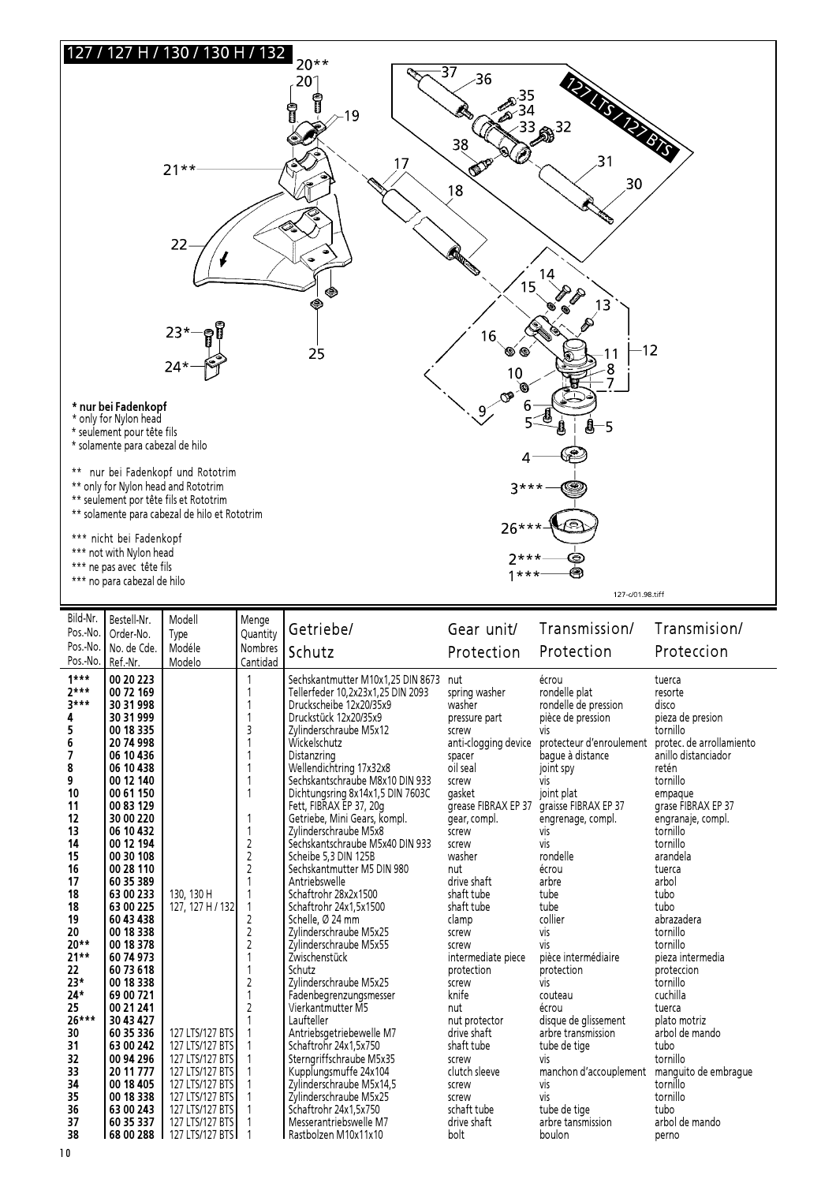## 127 / 127 H / 130 / 130 H / 132

127 LTS / 127 BTS

**\* nur bei Fadenkopf**
\* only for Nylon head
\* seulement pour tête fils
\* solamente para cabezal de hilo

\*\* nur bei Fadenkopf und Rototrim
\*\* only for Nylon head and Rototrim
\*\* seulement por tête fils et Rototrim
\*\* solamente para cabezal de hilo et Rototrim

\*\*\* nicht bei Fadenkopf
\*\*\* not with Nylon head
\*\*\* ne pas avec tête fils
\*\*\* no para cabezal de hilo

127-c/01.98.tiff

| Bild-Nr. Pos.-No. Pos.-No. Pos.-No. | Bestell-Nr. Order-No. No. de Cde. Ref.-Nr. | Modell Type Modéle Modelo | Menge Quantity Nombres Cantidad | Getriebe/ Schutz | Gear unit/ Protection | Transmission/ Protection | Transmision/ Proteccion |
|---|---|---|---|---|---|---|---|
| **1\*\*\*** | **00 20 223** | | 1 | Sechskantmutter M10x1,25 DIN 8673 | nut | écrou | tuerca |
| **2\*\*\*** | **00 72 169** | | 1 | Tellerfeder 10,2x23x1,25 DIN 2093 | spring washer | rondelle plat | resorte |
| **3\*\*\*** | **30 31 998** | | 1 | Druckscheibe 12x20/35x9 | washer | rondelle de pression | disco |
| **4** | **30 31 999** | | 1 | Druckstück 12x20/35x9 | pressure part | pièce de pression | pieza de presion |
| **5** | **00 18 335** | | 3 | Zylinderschraube M5x12 | screw | vis | tornillo |
| **6** | **20 74 998** | | 1 | Wickelschutz | anti-clogging device | protecteur d'enroulement | protec. de arrollamiento |
| **7** | **06 10 436** | | 1 | Distanzring | spacer | bague à distance | anillo distanciador |
| **8** | **06 10 438** | | 1 | Wellendichtring 17x32x8 | oil seal | joint spy | retén |
| **9** | **00 12 140** | | 1 | Sechskantschraube M8x10 DIN 933 | screw | vis | tornillo |
| **10** | **00 61 150** | | 1 | Dichtungsring 8x14x1,5 DIN 7603C | gasket | joint plat | empaque |
| **11** | **00 83 129** | | | Fett, FIBRAX EP 37, 20g | grease FIBRAX EP 37 | graisse FIBRAX EP 37 | grase FIBRAX EP 37 |
| **12** | **30 00 220** | | 1 | Getriebe, Mini Gears, kompl. | gear, compl. | engrenage, compl. | engranaje, compl. |
| **13** | **06 10 432** | | 1 | Zylinderschraube M5x8 | screw | vis | tornillo |
| **14** | **00 12 194** | | 2 | Sechskantschraube M5x40 DIN 933 | screw | vis | tornillo |
| **15** | **00 30 108** | | 2 | Scheibe 5,3 DIN 125B | washer | rondelle | arandela |
| **16** | **00 28 110** | | 2 | Sechskantmutter M5 DIN 980 | nut | écrou | tuerca |
| **17** | **60 35 389** | | 1 | Antriebswelle | drive shaft | arbre | arbol |
| **18** | **63 00 233** | 130, 130 H | 1 | Schaftrohr 28x2x1500 | shaft tube | tube | tubo |
| **18** | **63 00 225** | 127, 127 H / 132 | 1 | Schaftrohr 24x1,5x1500 | shaft tube | tube | tubo |
| **19** | **60 43 438** | | 2 | Schelle, Ø 24 mm | clamp | collier | abrazadera |
| **20** | **00 18 338** | | 2 | Zylinderschraube M5x25 | screw | vis | tornillo |
| **20\*\*** | **00 18 378** | | 2 | Zylinderschraube M5x55 | screw | vis | tornillo |
| **21\*\*** | **60 74 973** | | 1 | Zwischenstück | intermediate piece | pièce intermédiaire | pieza intermedia |
| **22** | **60 73 618** | | 1 | Schutz | protection | protection | proteccion |
| **23\*** | **00 18 338** | | 2 | Zylinderschraube M5x25 | screw | vis | tornillo |
| **24\*** | **69 00 721** | | 1 | Fadenbegrenzungsmesser | knife | couteau | cuchilla |
| **25** | **00 21 241** | | 2 | Vierkantmutter M5 | nut | écrou | tuerca |
| **26\*\*\*** | **30 43 427** | | 1 | Laufteller | nut protector | disque de glissement | plato motriz |
| **30** | **60 35 336** | 127 LTS/127 BTS | 1 | Antriebsgetriebewelle M7 | drive shaft | arbre transmission | arbol de mando |
| **31** | **63 00 242** | 127 LTS/127 BTS | 1 | Schaftrohr 24x1,5x750 | shaft tube | tube de tige | tubo |
| **32** | **00 94 296** | 127 LTS/127 BTS | 1 | Sterngriffschraube M5x35 | screw | vis | tornillo |
| **33** | **20 11 777** | 127 LTS/127 BTS | 1 | Kupplungsmuffe 24x104 | clutch sleeve | manchon d'accouplement | manguito de embrague |
| **34** | **00 18 405** | 127 LTS/127 BTS | 1 | Zylinderschraube M5x14,5 | screw | vis | tornillo |
| **35** | **00 18 338** | 127 LTS/127 BTS | 1 | Zylinderschraube M5x25 | screw | vis | tornillo |
| **36** | **63 00 243** | 127 LTS/127 BTS | 1 | Schaftrohr 24x1,5x750 | schaft tube | tube de tige | tubo |
| **37** | **60 35 337** | 127 LTS/127 BTS | 1 | Messerantriebswelle M7 | drive shaft | arbre tansmission | arbol de mando |
| **38** | **68 00 288** | 127 LTS/127 BTS | 1 | Rastbolzen M10x11x10 | bolt | boulon | perno |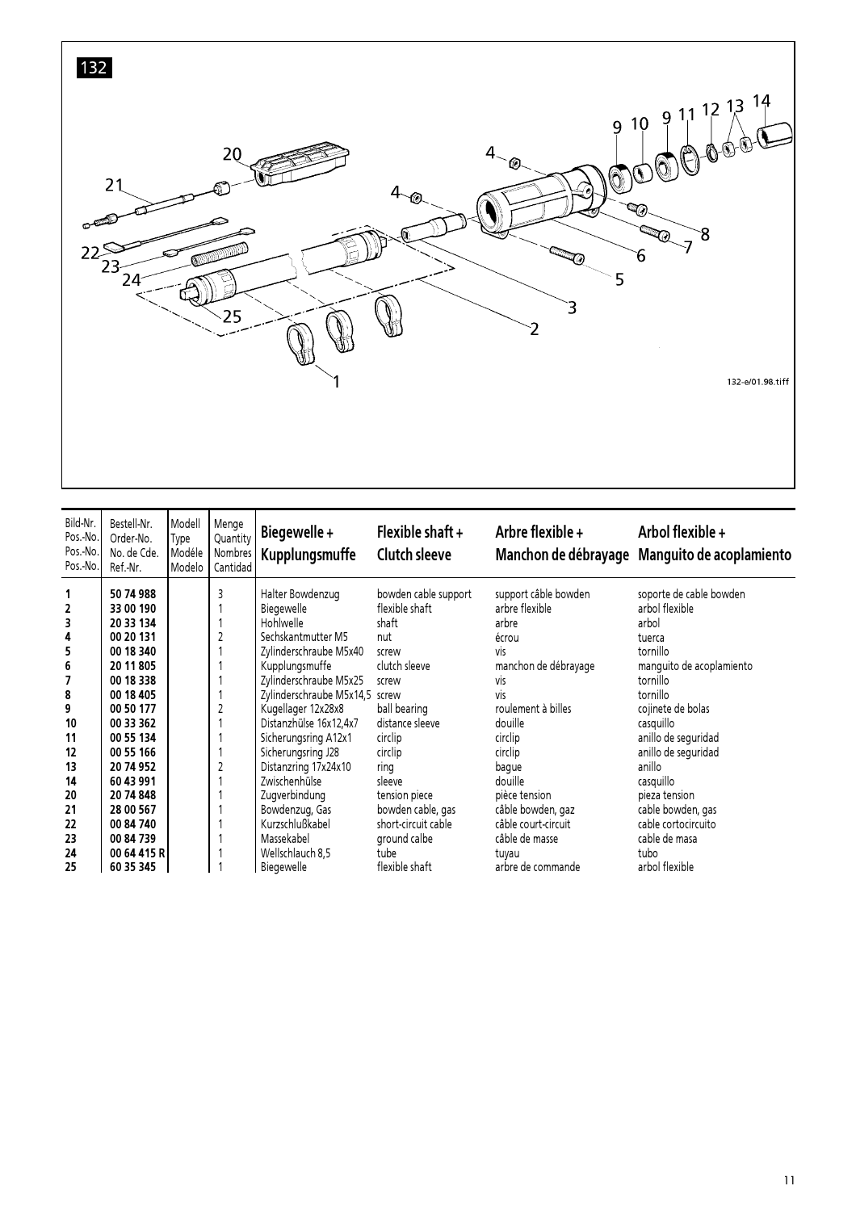132

| Bild-Nr. Pos.-No. Pos.-No. Pos.-No. | Bestell-Nr. Order-No. No. de Cde. Ref.-Nr. | Modell Type Modèle Modelo | Menge Quantity Nombres Cantidad | **Biegewelle + Kupplungsmuffe** | **Flexible shaft + Clutch sleeve** | **Arbre flexible + Manchon de débrayage** | **Arbol flexible + Manguito de acoplamiento** |
|---|---|---|---|---|---|---|---|
| **1** | **50 74 988** | | 3 | Halter Bowdenzug | bowden cable support | support câble bowden | soporte de cable bowden |
| **2** | **33 00 190** | | 1 | Biegewelle | flexible shaft | arbre flexible | arbol flexible |
| **3** | **20 33 134** | | 1 | Hohlwelle | shaft | arbre | arbol |
| **4** | **00 20 131** | | 2 | Sechskantmutter M5 | nut | écrou | tuerca |
| **5** | **00 18 340** | | 1 | Zylinderschraube M5x40 | screw | vis | tornillo |
| **6** | **20 11 805** | | 1 | Kupplungsmuffe | clutch sleeve | manchon de débrayage | manguito de acoplamiento |
| **7** | **00 18 338** | | 1 | Zylinderschraube M5x25 | screw | vis | tornillo |
| **8** | **00 18 405** | | 1 | Zylinderschraube M5x14,5 | screw | vis | tornillo |
| **9** | **00 50 177** | | 2 | Kugellager 12x28x8 | ball bearing | roulement à billes | cojinete de bolas |
| **10** | **00 33 362** | | 1 | Distanzhülse 16x12,4x7 | distance sleeve | douille | casquillo |
| **11** | **00 55 134** | | 1 | Sicherungsring A12x1 | circlip | circlip | anillo de seguridad |
| **12** | **00 55 166** | | 1 | Sicherungsring J28 | circlip | circlip | anillo de seguridad |
| **13** | **20 74 952** | | 2 | Distanzring 17x24x10 | ring | bague | anillo |
| **14** | **60 43 991** | | 1 | Zwischenhülse | sleeve | douille | casquillo |
| **20** | **20 74 848** | | 1 | Zugverbindung | tension piece | pièce tension | pieza tension |
| **21** | **28 00 567** | | 1 | Bowdenzug, Gas | bowden cable, gas | câble bowden, gaz | cable bowden, gas |
| **22** | **00 84 740** | | 1 | Kurzschlußkabel | short-circuit cable | câble court-circuit | cable cortocircuito |
| **23** | **00 84 739** | | 1 | Massekabel | ground calbe | câble de masse | cable de masa |
| **24** | **00 64 415 R** | | 1 | Wellschlauch 8,5 | tube | tuyau | tubo |
| **25** | **60 35 345** | | 1 | Biegewelle | flexible shaft | arbre de commande | arbol flexible |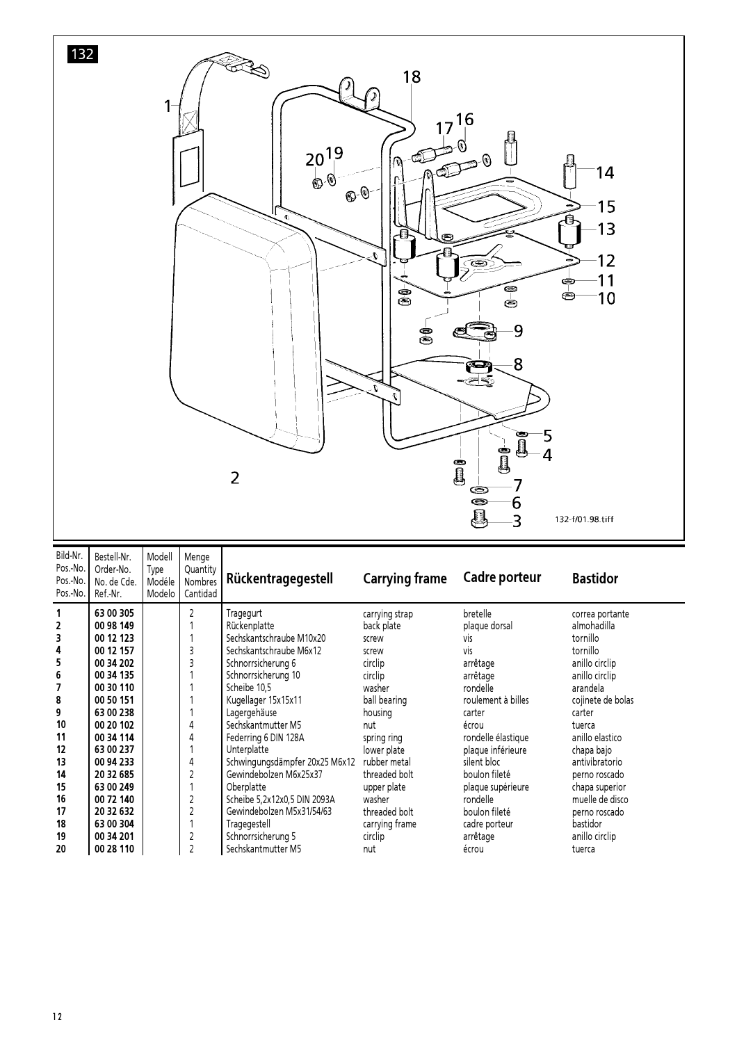132

132-f/01.98.tiff

| Bild-Nr. Pos.-No. Pos.-No. Pos.-No. | Bestell-Nr. Order-No. No. de Cde. Ref.-Nr. | Modell Type Modèle Modelo | Menge Quantity Nombres Cantidad | Rückentragegestell | Carrying frame | Cadre porteur | Bastidor |
|---|---|---|---|---|---|---|---|
| **1** | **63 00 305** | | 2 | Tragegurt | carrying strap | bretelle | correa portante |
| **2** | **00 98 149** | | 1 | Rückenplatte | back plate | plaque dorsal | almohadilla |
| **3** | **00 12 123** | | 1 | Sechskantschraube M10x20 | screw | vis | tornillo |
| **4** | **00 12 157** | | 3 | Sechskantschraube M6x12 | screw | vis | tornillo |
| **5** | **00 34 202** | | 3 | Schnorrsicherung 6 | circlip | arrêtage | anillo circlip |
| **6** | **00 34 135** | | 1 | Schnorrsicherung 10 | circlip | arrêtage | anillo circlip |
| **7** | **00 30 110** | | 1 | Scheibe 10,5 | washer | rondelle | arandela |
| **8** | **00 50 151** | | 1 | Kugellager 15x15x11 | ball bearing | roulement à billes | cojinete de bolas |
| **9** | **63 00 238** | | 1 | Lagergehäuse | housing | carter | carter |
| **10** | **00 20 102** | | 4 | Sechskantmutter M5 | nut | écrou | tuerca |
| **11** | **00 34 114** | | 4 | Federring 6 DIN 128A | spring ring | rondelle élastique | anillo elastico |
| **12** | **63 00 237** | | 1 | Unterplatte | lower plate | plaque inférieure | chapa bajo |
| **13** | **00 94 233** | | 4 | Schwingungsdämpfer 20x25 M6x12 | rubber metal | silent bloc | antivibratorio |
| **14** | **20 32 685** | | 2 | Gewindebolzen M6x25x37 | threaded bolt | boulon fileté | perno roscado |
| **15** | **63 00 249** | | 1 | Oberplatte | upper plate | plaque supérieure | chapa superior |
| **16** | **00 72 140** | | 2 | Scheibe 5,2x12x0,5 DIN 2093A | washer | rondelle | muelle de disco |
| **17** | **20 32 632** | | 2 | Gewindebolzen M5x31/54/63 | threaded bolt | boulon fileté | perno roscado |
| **18** | **63 00 304** | | 1 | Tragegestell | carrying frame | cadre porteur | bastidor |
| **19** | **00 34 201** | | 2 | Schnorrsicherung 5 | circlip | arrêtage | anillo circlip |
| **20** | **00 28 110** | | 2 | Sechskantmutter M5 | nut | écrou | tuerca |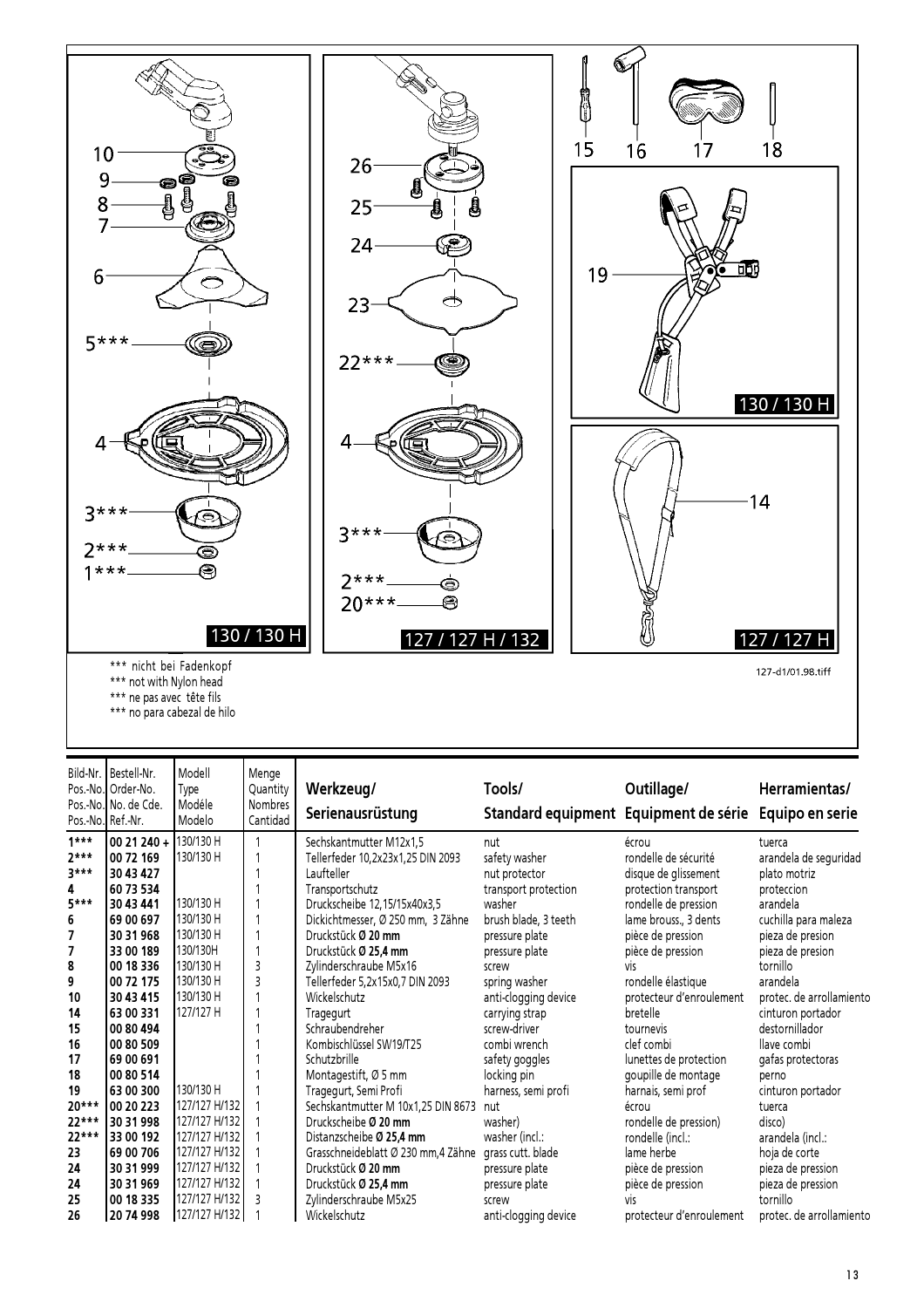*** nicht bei Fadenkopf
*** not with Nylon head
*** ne pas avec tête fils
*** no para cabezal de hilo

127-d1/01.98.tiff

| Bild-Nr. Pos.-No. Pos.-No. Pos.-No. | Bestell-Nr. Order-No. No. de Cde. Ref.-Nr. | Modell Type Modéle Modelo | Menge Quantity Nombres Cantidad | Werkzeug/ Serienausrüstung | Tools/ Standard equipment | Outillage/ Equipment de série | Herramientas/ Equipo en serie |
|---|---|---|---|---|---|---|---|
| 1*** | 00 21 240 + | 130/130 H | 1 | Sechskantmutter M12x1,5 | nut | écrou | tuerca |
| 2*** | 00 72 169 | 130/130 H | 1 | Tellerfeder 10,2x23x1,25 DIN 2093 | safety washer | rondelle de sécurité | arandela de seguridad |
| 3*** | 30 43 427 | | 1 | Laufteller | nut protector | disque de glissement | plato motriz |
| 4 | 60 73 534 | | 1 | Transportschutz | transport protection | protection transport | proteccion |
| 5*** | 30 43 441 | 130/130 H | 1 | Druckscheibe 12,15/15x40x3,5 | washer | rondelle de pression | arandela |
| 6 | 69 00 697 | 130/130 H | 1 | Dickichtmesser, Ø 250 mm, 3 Zähne | brush blade, 3 teeth | lame brouss., 3 dents | cuchilla para maleza |
| 7 | 30 31 968 | 130/130 H | 1 | Druckstück **Ø 20 mm** | pressure plate | pièce de pression | pieza de presion |
| 7 | 33 00 189 | 130/130H | 1 | Druckstück **Ø 25,4 mm** | pressure plate | pièce de pression | pieza de presion |
| 8 | 00 18 336 | 130/130 H | 3 | Zylinderschraube M5x16 | screw | vis | tornillo |
| 9 | 00 72 175 | 130/130 H | 3 | Tellerfeder 5,2x15x0,7 DIN 2093 | spring washer | rondelle élastique | arandela |
| 10 | 30 43 415 | 130/130 H | 1 | Wickelschutz | anti-clogging device | protecteur d'enroulement | protec. de arrollamiento |
| 14 | 63 00 331 | 127/127 H | 1 | Tragegurt | carrying strap | bretelle | cinturon portador |
| 15 | 00 80 494 | | 1 | Schraubendreher | screw-driver | tournevis | destornillador |
| 16 | 00 80 509 | | 1 | Kombischlüssel SW19/T25 | combi wrench | clef combi | llave combi |
| 17 | 69 00 691 | | 1 | Schutzbrille | safety goggles | lunettes de protection | gafas protectoras |
| 18 | 00 80 514 | | 1 | Montagestift, Ø 5 mm | locking pin | goupille de montage | perno |
| 19 | 63 00 300 | 130/130 H | 1 | Tragegurt, Semi Profi | harness, semi profi | harnais, semi prof | cinturon portador |
| 20*** | 00 20 223 | 127/127 H/132 | 1 | Sechskantmutter M 10x1,25 DIN 8673 | nut | écrou | tuerca |
| 22*** | 30 31 998 | 127/127 H/132 | 1 | Druckscheibe **Ø 20 mm** | washer) | rondelle (de pression) | disco) |
| 22*** | 33 00 192 | 127/127 H/132 | 1 | Distanzscheibe **Ø 25,4 mm** | washer (incl.: | rondelle (incl.: | arandela (incl.: |
| 23 | 69 00 706 | 127/127 H/132 | 1 | Grasschneideblatt Ø 230 mm,4 Zähne | grass cutt. blade | lame herbe | hoja de corte |
| 24 | 30 31 999 | 127/127 H/132 | 1 | Druckstück **Ø 20 mm** | pressure plate | pièce de pression | pieza de pression |
| 24 | 30 31 969 | 127/127 H/132 | 1 | Druckstück **Ø 25,4 mm** | pressure plate | pièce de pression | pieza de pression |
| 25 | 00 18 335 | 127/127 H/132 | 3 | Zylinderschraube M5x25 | screw | vis | tornillo |
| 26 | 20 74 998 | 127/127 H/132 | 1 | Wickelschutz | anti-clogging device | protecteur d'enroulement | protec. de arrollamiento |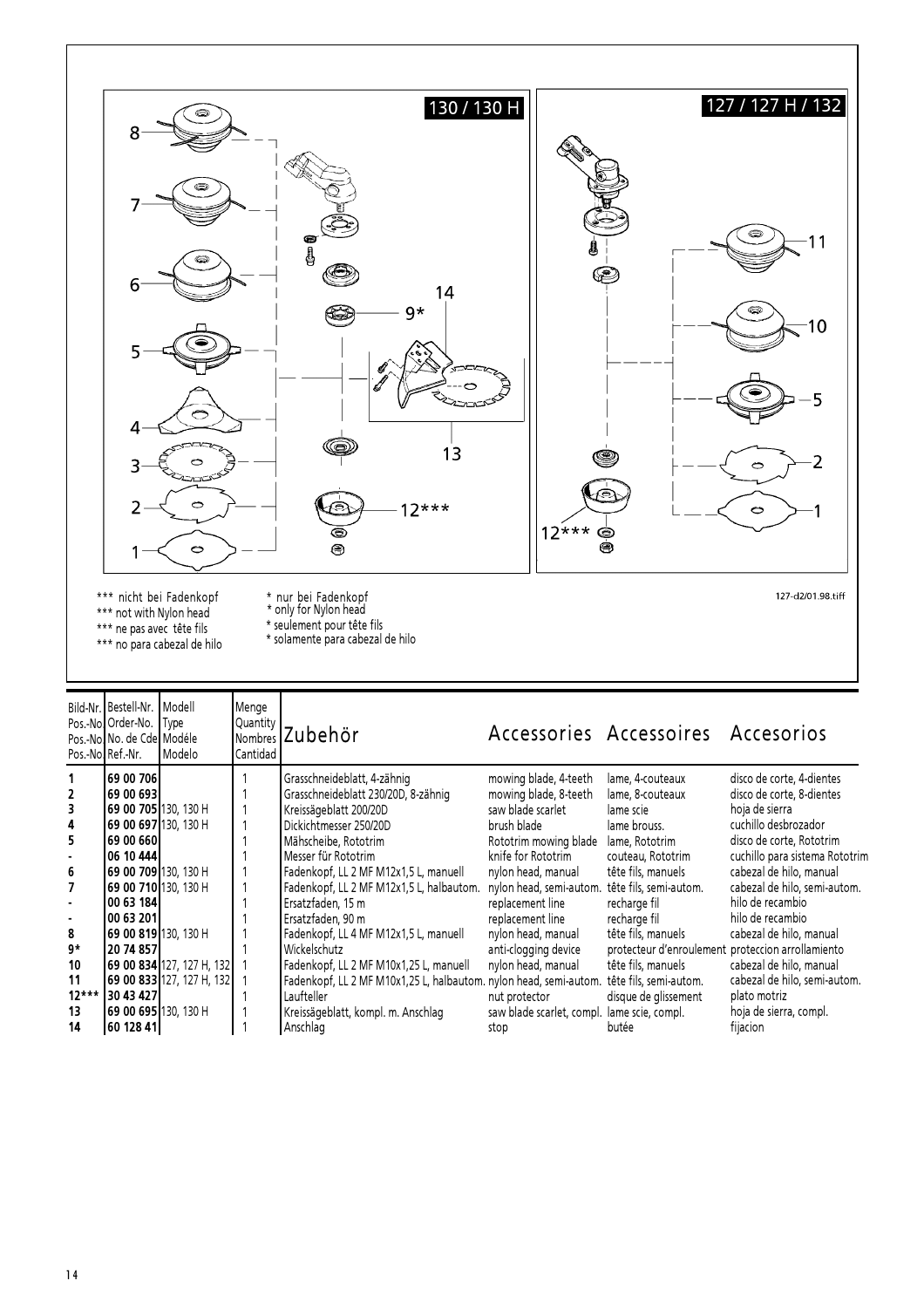130 / 130 H

127 / 127 H / 132

\*\*\* nicht bei Fadenkopf
\*\*\* not with Nylon head
\*\*\* ne pas avec tête fils
\*\*\* no para cabezal de hilo

\* nur bei Fadenkopf
\* only for Nylon head
\* seulement pour tête fils
\* solamente para cabezal de hilo

127-d2/01.98.tiff

| Bild-Nr. Pos.-No Pos.-No Pos.-No | Bestell-Nr. Order-No. No. de Cde Ref.-Nr. | Modell Type Modéle Modelo | Menge Quantity Nombres Cantidad | Zubehör | Accessories | Accessoires | Accesorios |
|---|---|---|---|---|---|---|---|
| 1 | 69 00 706 | | 1 | Grasschneideblatt, 4-zähnig | mowing blade, 4-teeth | lame, 4-couteaux | disco de corte, 4-dientes |
| 2 | 69 00 693 | | 1 | Grasschneideblatt 230/20D, 8-zähnig | mowing blade, 8-teeth | lame, 8-couteaux | disco de corte, 8-dientes |
| 3 | 69 00 705 | 130, 130 H | 1 | Kreissägeblatt 200/20D | saw blade scarlet | lame scie | hoja de sierra |
| 4 | 69 00 697 | 130, 130 H | 1 | Dickichtmesser 250/20D | brush blade | lame brouss. | cuchillo desbrozador |
| 5 | 69 00 660 | | 1 | Mähscheibe, Rototrim | Rototrim mowing blade | lame, Rototrim | disco de corte, Rototrim |
| - | 06 10 444 | | 1 | Messer für Rototrim | knife for Rototrim | couteau, Rototrim | cuchillo para sistema Rototrim |
| 6 | 69 00 709 | 130, 130 H | 1 | Fadenkopf, LL 2 MF M12x1,5 L, manuell | nylon head, manual | tête fils, manuels | cabezal de hilo, manual |
| 7 | 69 00 710 | 130, 130 H | 1 | Fadenkopf, LL 2 MF M12x1,5 L, halbautom. | nylon head, semi-autom. | tête fils, semi-autom. | cabezal de hilo, semi-autom. |
| - | 00 63 184 | | 1 | Ersatzfaden, 15 m | replacement line | recharge fil | hilo de recambio |
| - | 00 63 201 | | 1 | Ersatzfaden, 90 m | replacement line | recharge fil | hilo de recambio |
| 8 | 69 00 819 | 130, 130 H | 1 | Fadenkopf, LL 4 MF M12x1,5 L, manuell | nylon head, manual | tête fils, manuels | cabezal de hilo, manual |
| 9* | 20 74 857 | | 1 | Wickelschutz | anti-clogging device | protecteur d'enroulement | proteccion arrollamiento |
| 10 | 69 00 834 | 127, 127 H, 132 | 1 | Fadenkopf, LL 2 MF M10x1,25 L, manuell | nylon head, manual | tête fils, manuels | cabezal de hilo, manual |
| 11 | 69 00 833 | 127, 127 H, 132 | 1 | Fadenkopf, LL 2 MF M10x1,25 L, halbautom. | nylon head, semi-autom. | tête fils, semi-autom. | cabezal de hilo, semi-autom. |
| 12*** | 30 43 427 | | 1 | Laufteller | nut protector | disque de glissement | plato motriz |
| 13 | 69 00 695 | 130, 130 H | 1 | Kreissägeblatt, kompl. m. Anschlag | saw blade scarlet, compl. | lame scie, compl. | hoja de sierra, compl. |
| 14 | 60 128 41 | | 1 | Anschlag | stop | butée | fijacion |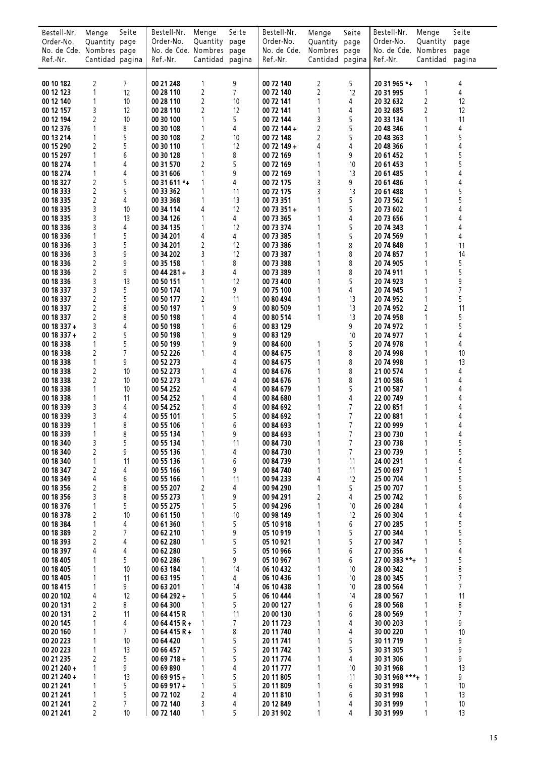| Bestell-Nr. Order-No. No. de Cde. Ref.-Nr. | Menge Quantity Nombres Cantidad | Seite page page pagina | Bestell-Nr. Order-No. No. de Cde. Ref.-Nr. | Menge Quantity Nombres Cantidad | Seite page page pagina | Bestell-Nr. Order-No. No. de Cde. Ref.-Nr. | Menge Quantity Nombres Cantidad | Seite page page pagina | Bestell-Nr. Order-No. No. de Cde. Ref.-Nr. | Menge Quantity Nombres Cantidad | Seite page page pagina |
|---|---|---|---|---|---|---|---|---|---|---|---|
| 00 10 182 | 2 | 7 | 00 21 248 | 1 | 9 | 00 72 140 | 2 | 5 | 20 31 965 *+ | 1 | 4 |
| 00 12 123 | 1 | 12 | 00 28 110 | 2 | 7 | 00 72 140 | 2 | 12 | 20 31 995 | 1 | 4 |
| 00 12 140 | 1 | 10 | 00 28 110 | 2 | 10 | 00 72 141 | 1 | 4 | 20 32 632 | 2 | 12 |
| 00 12 157 | 3 | 12 | 00 28 110 | 2 | 12 | 00 72 141 | 1 | 4 | 20 32 685 | 2 | 12 |
| 00 12 194 | 2 | 10 | 00 30 100 | 1 | 5 | 00 72 144 | 3 | 5 | 20 33 134 | 1 | 11 |
| 00 12 376 | 1 | 8 | 00 30 108 | 1 | 4 | 00 72 144 + | 2 | 5 | 20 48 346 | 1 | 4 |
| 00 13 214 | 1 | 5 | 00 30 108 | 2 | 10 | 00 72 148 | 2 | 5 | 20 48 363 | 1 | 5 |
| 00 15 290 | 2 | 5 | 00 30 110 | 1 | 12 | 00 72 149 + | 4 | 4 | 20 48 366 | 1 | 4 |
| 00 15 297 | 1 | 6 | 00 30 128 | 1 | 8 | 00 72 169 | 1 | 9 | 20 61 452 | 1 | 5 |
| 00 18 274 | 1 | 4 | 00 31 570 | 2 | 5 | 00 72 169 | 1 | 10 | 20 61 453 | 1 | 5 |
| 00 18 274 | 1 | 4 | 00 31 606 | 1 | 9 | 00 72 169 | 1 | 13 | 20 61 485 | 1 | 4 |
| 00 18 327 | 2 | 5 | 00 31 611 *+ | 1 | 4 | 00 72 175 | 3 | 9 | 20 61 486 | 1 | 4 |
| 00 18 333 | 2 | 5 | 00 33 362 | 1 | 11 | 00 72 175 | 3 | 13 | 20 61 488 | 1 | 5 |
| 00 18 335 | 2 | 4 | 00 33 368 | 1 | 13 | 00 73 351 | 1 | 5 | 20 73 562 | 1 | 5 |
| 00 18 335 | 3 | 10 | 00 34 114 | 4 | 12 | 00 73 351 + | 1 | 5 | 20 73 602 | 1 | 4 |
| 00 18 335 | 3 | 13 | 00 34 126 | 1 | 4 | 00 73 365 | 1 | 4 | 20 73 656 | 1 | 4 |
| 00 18 336 | 3 | 4 | 00 34 135 | 1 | 12 | 00 73 374 | 1 | 5 | 20 74 343 | 1 | 4 |
| 00 18 336 | 1 | 5 | 00 34 201 | 4 | 4 | 00 73 385 | 1 | 5 | 20 74 569 | 1 | 4 |
| 00 18 336 | 3 | 5 | 00 34 201 | 2 | 12 | 00 73 386 | 1 | 8 | 20 74 848 | 1 | 11 |
| 00 18 336 | 3 | 9 | 00 34 202 | 3 | 12 | 00 73 387 | 1 | 8 | 20 74 857 | 1 | 14 |
| 00 18 336 | 2 | 9 | 00 35 158 | 1 | 8 | 00 73 388 | 1 | 8 | 20 74 905 | 1 | 5 |
| 00 18 336 | 2 | 9 | 00 44 281 + | 3 | 4 | 00 73 389 | 1 | 8 | 20 74 911 | 1 | 5 |
| 00 18 336 | 3 | 13 | 00 50 151 | 1 | 12 | 00 73 400 | 1 | 5 | 20 74 923 | 1 | 9 |
| 00 18 337 | 3 | 5 | 00 50 174 | 1 | 9 | 00 75 100 | 1 | 4 | 20 74 945 | 1 | 7 |
| 00 18 337 | 2 | 5 | 00 50 177 | 2 | 11 | 00 80 494 | 1 | 13 | 20 74 952 | 1 | 5 |
| 00 18 337 | 2 | 8 | 00 50 197 | 1 | 9 | 00 80 509 | 1 | 13 | 20 74 952 | 2 | 11 |
| 00 18 337 | 2 | 8 | 00 50 198 | 1 | 4 | 00 80 514 | 1 | 13 | 20 74 958 | 1 | 5 |
| 00 18 337 + | 3 | 4 | 00 50 198 | 1 | 6 | 00 83 129 | | 9 | 20 74 972 | 1 | 5 |
| 00 18 337 + | 2 | 5 | 00 50 198 | 1 | 9 | 00 83 129 | | 10 | 20 74 977 | 1 | 4 |
| 00 18 338 | 1 | 5 | 00 50 199 | 1 | 9 | 00 84 600 | 1 | 5 | 20 74 978 | 1 | 4 |
| 00 18 338 | 2 | 7 | 00 52 226 | 1 | 4 | 00 84 675 | 1 | 8 | 20 74 998 | 1 | 10 |
| 00 18 338 | 1 | 9 | 00 52 273 | | 4 | 00 84 675 | 1 | 8 | 20 74 998 | 1 | 13 |
| 00 18 338 | 2 | 10 | 00 52 273 | 1 | 4 | 00 84 676 | 1 | 8 | 21 00 574 | 1 | 4 |
| 00 18 338 | 2 | 10 | 00 52 273 | 1 | 4 | 00 84 676 | 1 | 8 | 21 00 586 | 1 | 4 |
| 00 18 338 | 1 | 10 | 00 54 252 | | 4 | 00 84 679 | 1 | 5 | 21 00 587 | 1 | 4 |
| 00 18 338 | 1 | 11 | 00 54 252 | 1 | 4 | 00 84 680 | 1 | 4 | 22 00 749 | 1 | 4 |
| 00 18 339 | 3 | 4 | 00 54 252 | 1 | 4 | 00 84 692 | 1 | 7 | 22 00 851 | 1 | 4 |
| 00 18 339 | 3 | 4 | 00 55 101 | 1 | 5 | 00 84 692 | 1 | 7 | 22 00 881 | 1 | 4 |
| 00 18 339 | 1 | 8 | 00 55 106 | 1 | 6 | 00 84 693 | 1 | 7 | 22 00 999 | 1 | 4 |
| 00 18 339 | 1 | 8 | 00 55 134 | 1 | 9 | 00 84 693 | 1 | 7 | 23 00 730 | 1 | 4 |
| 00 18 340 | 3 | 5 | 00 55 134 | 1 | 11 | 00 84 730 | 1 | 7 | 23 00 738 | 1 | 5 |
| 00 18 340 | 2 | 9 | 00 55 136 | 1 | 4 | 00 84 730 | 1 | 7 | 23 00 739 | 1 | 5 |
| 00 18 340 | 1 | 11 | 00 55 136 | 1 | 6 | 00 84 739 | 1 | 11 | 24 00 291 | 1 | 4 |
| 00 18 347 | 2 | 4 | 00 55 166 | 1 | 9 | 00 84 740 | 1 | 11 | 25 00 697 | 1 | 5 |
| 00 18 349 | 4 | 6 | 00 55 166 | 1 | 11 | 00 94 233 | 4 | 12 | 25 00 704 | 1 | 5 |
| 00 18 356 | 2 | 8 | 00 55 207 | 2 | 4 | 00 94 290 | 1 | 5 | 25 00 707 | 1 | 5 |
| 00 18 356 | 3 | 8 | 00 55 273 | 1 | 9 | 00 94 291 | 2 | 4 | 25 00 742 | 1 | 6 |
| 00 18 376 | 1 | 5 | 00 55 275 | 1 | 5 | 00 94 296 | 1 | 10 | 26 00 284 | 1 | 4 |
| 00 18 378 | 2 | 10 | 00 61 150 | 1 | 10 | 00 98 149 | 1 | 12 | 26 00 304 | 1 | 4 |
| 00 18 384 | 1 | 4 | 00 61 360 | 1 | 5 | 05 10 918 | 1 | 6 | 27 00 285 | 1 | 5 |
| 00 18 389 | 2 | 7 | 00 62 210 | 1 | 9 | 05 10 919 | 1 | 5 | 27 00 344 | 1 | 5 |
| 00 18 393 | 2 | 4 | 00 62 280 | 1 | 5 | 05 10 921 | 1 | 5 | 27 00 347 | 1 | 5 |
| 00 18 397 | 4 | 4 | 00 62 280 | | 5 | 05 10 966 | 1 | 6 | 27 00 356 | 1 | 4 |
| 00 18 405 | 1 | 5 | 00 62 286 | 1 | 9 | 05 10 967 | 1 | 6 | 27 00 383 **+ | 1 | 5 |
| 00 18 405 | 1 | 10 | 00 63 184 | 1 | 14 | 06 10 432 | 1 | 10 | 28 00 342 | 1 | 8 |
| 00 18 405 | 1 | 11 | 00 63 195 | 1 | 4 | 06 10 436 | 1 | 10 | 28 00 345 | 1 | 7 |
| 00 18 415 | 1 | 9 | 00 63 201 | 1 | 14 | 06 10 438 | 1 | 10 | 28 00 564 | 1 | 7 |
| 00 20 102 | 4 | 12 | 00 64 292 + | 1 | 5 | 06 10 444 | 1 | 14 | 28 00 567 | 1 | 11 |
| 00 20 131 | 2 | 8 | 00 64 300 | 1 | 5 | 20 00 127 | 1 | 6 | 28 00 568 | 1 | 8 |
| 00 20 131 | 2 | 11 | 00 64 415 R | 1 | 11 | 20 00 130 | 1 | 6 | 28 00 569 | 1 | 7 |
| 00 20 145 | 1 | 4 | 00 64 415 R + | 1 | 7 | 20 11 723 | 1 | 4 | 30 00 203 | 1 | 9 |
| 00 20 160 | 1 | 7 | 00 64 415 R + | 1 | 8 | 20 11 740 | 1 | 4 | 30 00 220 | 1 | 10 |
| 00 20 223 | 1 | 10 | 00 64 420 | 1 | 5 | 20 11 741 | 1 | 5 | 30 11 719 | 1 | 9 |
| 00 20 223 | 1 | 13 | 00 66 457 | 1 | 5 | 20 11 742 | 1 | 5 | 30 31 305 | 1 | 9 |
| 00 21 235 | 2 | 5 | 00 69 718 + | 1 | 5 | 20 11 774 | 1 | 4 | 30 31 306 | 1 | 9 |
| 00 21 240 + | 1 | 9 | 00 69 890 | 1 | 4 | 20 11 777 | 1 | 10 | 30 31 968 | 1 | 13 |
| 00 21 240 + | 1 | 13 | 00 69 915 + | 1 | 5 | 20 11 805 | 1 | 11 | 30 31 968 ***+ | 1 | 9 |
| 00 21 241 | 1 | 5 | 00 69 917 + | 1 | 5 | 20 11 809 | 1 | 6 | 30 31 998 | 1 | 10 |
| 00 21 241 | 1 | 5 | 00 72 102 | 2 | 4 | 20 11 810 | 1 | 6 | 30 31 998 | 1 | 13 |
| 00 21 241 | 2 | 7 | 00 72 140 | 3 | 4 | 20 12 849 | 1 | 4 | 30 31 999 | 1 | 10 |
| 00 21 241 | 2 | 10 | 00 72 140 | 1 | 5 | 20 31 902 | 1 | 4 | 30 31 999 | 1 | 13 |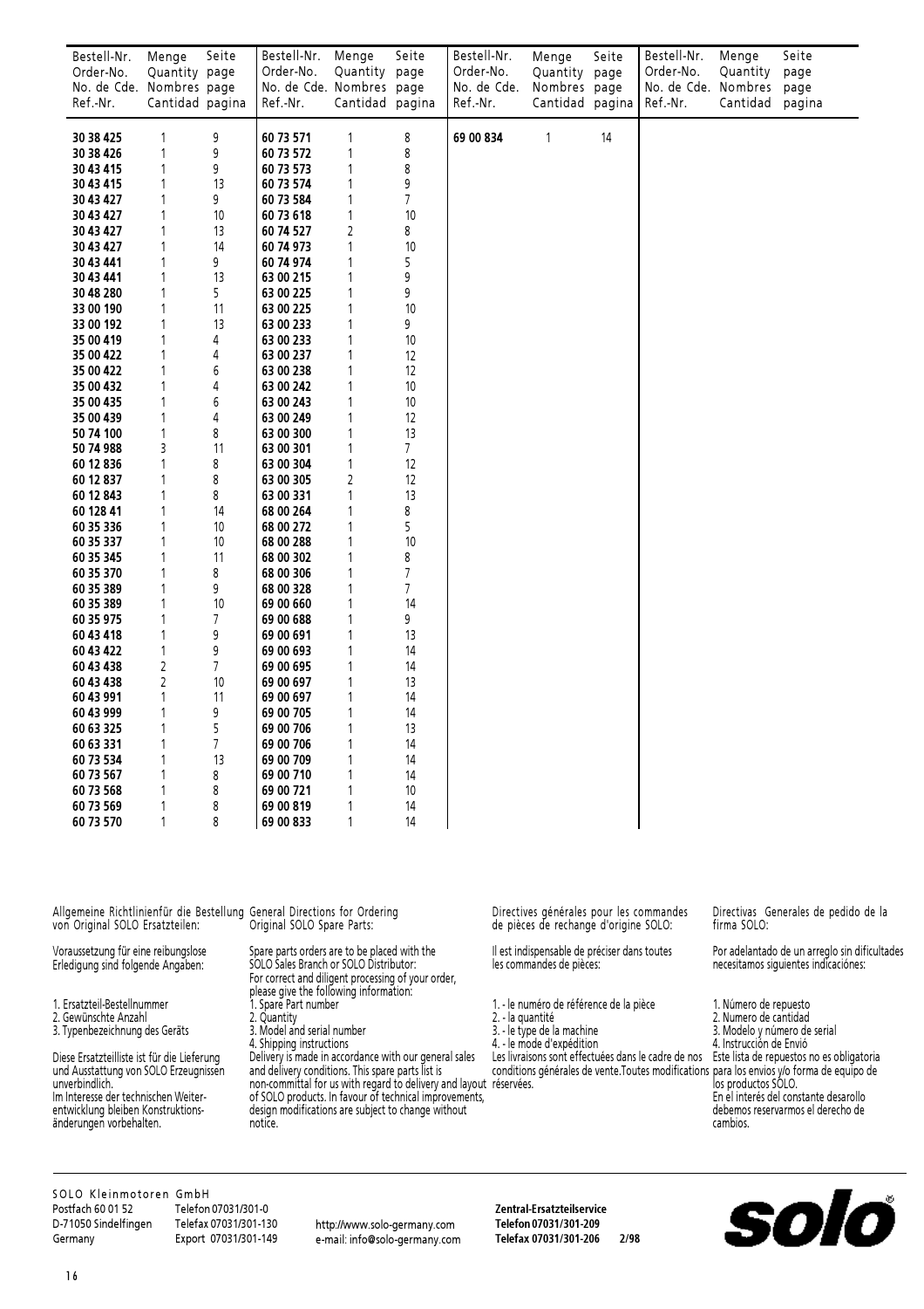| Bestell-Nr. Order-No. No. de Cde. Ref.-Nr. | Menge Quantity Nombres Cantidad | Seite page page pagina | Bestell-Nr. Order-No. No. de Cde. Ref.-Nr. | Menge Quantity Nombres Cantidad | Seite page page pagina | Bestell-Nr. Order-No. No. de Cde. Ref.-Nr. | Menge Quantity Nombres Cantidad | Seite page page pagina | Bestell-Nr. Order-No. No. de Cde. Ref.-Nr. | Menge Quantity Nombres Cantidad | Seite page page pagina |
|---|---|---|---|---|---|---|---|---|---|---|---|
| **30 38 425** | 1 | 9 | **60 73 571** | 1 | 8 | **69 00 834** | 1 | 14 | | | |
| **30 38 426** | 1 | 9 | **60 73 572** | 1 | 8 | | | | | | |
| **30 43 415** | 1 | 9 | **60 73 573** | 1 | 8 | | | | | | |
| **30 43 415** | 1 | 13 | **60 73 574** | 1 | 9 | | | | | | |
| **30 43 427** | 1 | 9 | **60 73 584** | 1 | 7 | | | | | | |
| **30 43 427** | 1 | 10 | **60 73 618** | 1 | 10 | | | | | | |
| **30 43 427** | 1 | 13 | **60 74 527** | 2 | 8 | | | | | | |
| **30 43 427** | 1 | 14 | **60 74 973** | 1 | 10 | | | | | | |
| **30 43 441** | 1 | 9 | **60 74 974** | 1 | 5 | | | | | | |
| **30 43 441** | 1 | 13 | **63 00 215** | 1 | 9 | | | | | | |
| **30 48 280** | 1 | 5 | **63 00 225** | 1 | 9 | | | | | | |
| **33 00 190** | 1 | 11 | **63 00 225** | 1 | 10 | | | | | | |
| **33 00 192** | 1 | 13 | **63 00 233** | 1 | 9 | | | | | | |
| **35 00 419** | 1 | 4 | **63 00 233** | 1 | 10 | | | | | | |
| **35 00 422** | 1 | 4 | **63 00 237** | 1 | 12 | | | | | | |
| **35 00 422** | 1 | 6 | **63 00 238** | 1 | 12 | | | | | | |
| **35 00 432** | 1 | 4 | **63 00 242** | 1 | 10 | | | | | | |
| **35 00 435** | 1 | 6 | **63 00 243** | 1 | 10 | | | | | | |
| **35 00 439** | 1 | 4 | **63 00 249** | 1 | 12 | | | | | | |
| **50 74 100** | 1 | 8 | **63 00 300** | 1 | 13 | | | | | | |
| **50 74 988** | 3 | 11 | **63 00 301** | 1 | 7 | | | | | | |
| **60 12 836** | 1 | 8 | **63 00 304** | 1 | 12 | | | | | | |
| **60 12 837** | 1 | 8 | **63 00 305** | 2 | 12 | | | | | | |
| **60 12 843** | 1 | 8 | **63 00 331** | 1 | 13 | | | | | | |
| **60 128 41** | 1 | 14 | **68 00 264** | 1 | 8 | | | | | | |
| **60 35 336** | 1 | 10 | **68 00 272** | 1 | 5 | | | | | | |
| **60 35 337** | 1 | 10 | **68 00 288** | 1 | 10 | | | | | | |
| **60 35 345** | 1 | 11 | **68 00 302** | 1 | 8 | | | | | | |
| **60 35 370** | 1 | 8 | **68 00 306** | 1 | 7 | | | | | | |
| **60 35 389** | 1 | 9 | **68 00 328** | 1 | 7 | | | | | | |
| **60 35 389** | 1 | 10 | **69 00 660** | 1 | 14 | | | | | | |
| **60 35 975** | 1 | 7 | **69 00 688** | 1 | 9 | | | | | | |
| **60 43 418** | 1 | 9 | **69 00 691** | 1 | 13 | | | | | | |
| **60 43 422** | 1 | 9 | **69 00 693** | 1 | 14 | | | | | | |
| **60 43 438** | 2 | 7 | **69 00 695** | 1 | 14 | | | | | | |
| **60 43 438** | 2 | 10 | **69 00 697** | 1 | 13 | | | | | | |
| **60 43 991** | 1 | 11 | **69 00 697** | 1 | 14 | | | | | | |
| **60 43 999** | 1 | 9 | **69 00 705** | 1 | 14 | | | | | | |
| **60 63 325** | 1 | 5 | **69 00 706** | 1 | 13 | | | | | | |
| **60 63 331** | 1 | 7 | **69 00 706** | 1 | 14 | | | | | | |
| **60 73 534** | 1 | 13 | **69 00 709** | 1 | 14 | | | | | | |
| **60 73 567** | 1 | 8 | **69 00 710** | 1 | 14 | | | | | | |
| **60 73 568** | 1 | 8 | **69 00 721** | 1 | 10 | | | | | | |
| **60 73 569** | 1 | 8 | **69 00 819** | 1 | 14 | | | | | | |
| **60 73 570** | 1 | 8 | **69 00 833** | 1 | 14 | | | | | | |

Allgemeine Richtlinienfür die Bestellung von Original SOLO Ersatzteilen:

Voraussetzung für eine reibungslose Erledigung sind folgende Angaben:

1. Ersatzteil-Bestellnummer
2. Gewünschte Anzahl
3. Typenbezeichnung des Geräts

Diese Ersatzteilliste ist für die Lieferung und Ausstattung von SOLO Erzeugnissen unverbindlich.
Im Interesse der technischen Weiterentwicklung bleiben Konstruktionsänderungen vorbehalten.

General Directions for Ordering Original SOLO Spare Parts:

Spare parts orders are to be placed with the SOLO Sales Branch or SOLO Distributor:
For correct and diligent processing of your order, please give the following information:

1. Spare Part number
2. Quantity
3. Model and serial number
4. Shipping instructions

Delivery is made in accordance with our general sales and delivery conditions. This spare parts list is non-committal for us with regard to delivery and layout of SOLO products. In favour of technical improvements, design modifications are subject to change without notice.

Directives générales pour les commandes de pièces de rechange d'origine SOLO:

Il est indispensable de préciser dans toutes les commandes de pièces:

1. - le numéro de référence de la pièce
2. - la quantité
3. - le type de la machine
4. - le mode d'expédition

Les livraisons sont effectuées dans le cadre de nos conditions générales de vente.Toutes modifications réservées.

Directivas Generales de pedido de la firma SOLO:

Por adelantado de un arreglo sin dificultades necesitamos siguientes indicaciónes:

1. Número de repuesto
2. Numero de cantidad
3. Modelo y número de serial
4. Instrucción de Envió

Este lista de repuestos no es obligatoria para los envios y/o forma de equipo de los productos SOLO.
En el interés del constante desarollo debemos reservarmos el derecho de cambios.

SOLO Kleinmotoren GmbH
Postfach 60 01 52
D-71050 Sindelfingen
Germany

Telefon 07031/301-0
Telefax 07031/301-130
Export 07031/301-149

http://www.solo-germany.com
e-mail: info@solo-germany.com

**Zentral-Ersatzteilservice**
**Telefon 07031/301-209**
**Telefax 07031/301-206** 2/98

solo